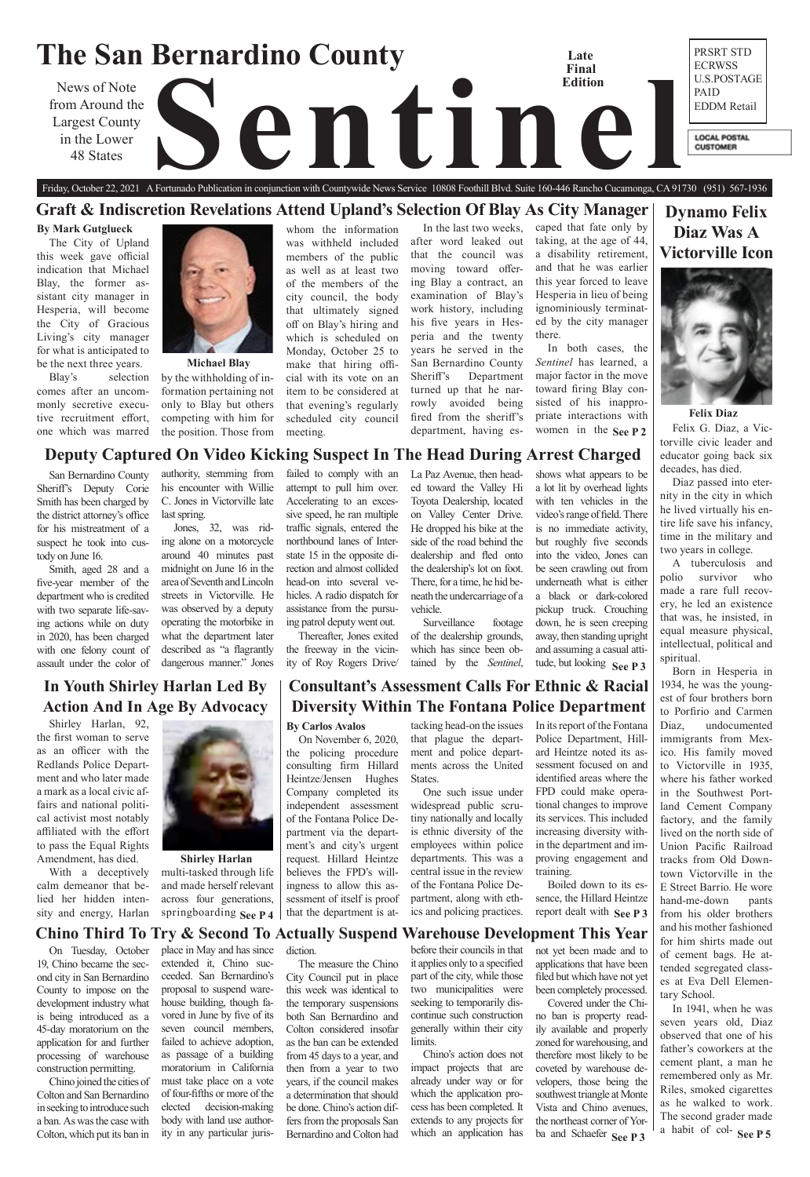# The San Bernardino County Sentinel

News of Note from Around the Largest County in the Lower 48 States

Late Final Edition

PRSRT STD ECRWSS U.S.POSTAGE PAID EDDM Retail

LOCAL POSTAL CUSTOMER

Friday, October 22, 2021 A Fortunado Publication in conjunction with Countywide News Service 10808 Foothill Blvd. Suite 160-446 Rancho Cucamonga, CA 91730 (951) 567-1936

## Graft & Indiscretion Revelations Attend Upland's Selection Of Blay As City Manager

**By Mark Gutglueck**

The City of Upland this week gave official indication that Michael Blay, the former assistant city manager in Hesperia, will become the City of Gracious Living's city manager for what is anticipated to be the next three years.

Michael Blay

Blay's selection comes after an uncommonly secretive executive recruitment effort, one which was marred by the withholding of information pertaining not only to Blay but others competing with him for the position. Those from whom the information was withheld included members of the public as well as at least two of the members of the city council, the body that ultimately signed off on Blay's hiring and which is scheduled on Monday, October 25 to make that hiring official with its vote on an item to be considered at that evening's regularly scheduled city council meeting.

In the last two weeks, after word leaked out that the council was moving toward offering Blay a contract, an examination of Blay's work history, including his five years in Hesperia and the twenty years he served in the San Bernardino County Sheriff's Department turned up that he narrowly avoided being fired from the sheriff's department, having escaped that fate only by taking, at the age of 44, a disability retirement, and that he was earlier this year forced to leave Hesperia in lieu of being ignominiously terminated by the city manager there.

In both cases, the *Sentinel* has learned, a major factor in the move toward firing Blay consisted of his inappropriate interactions with women in the **See P 2**

## Dynamo Felix Diaz Was A Victorville Icon

Felix Diaz

Felix G. Diaz, a Victorville civic leader and educator going back six decades, has died.

Diaz passed into eternity in the city in which he lived virtually his entire life save his infancy, time in the military and two years in college.

A tuberculosis and polio survivor who made a rare full recovery, he led an existence that was, he insisted, in equal measure physical, intellectual, political and spiritual.

Born in Hesperia in 1934, he was the youngest of four brothers born to Porfirio and Carmen Diaz, undocumented immigrants from Mexico. His family moved to Victorville in 1935, where his father worked in the Southwest Portland Cement Company factory, and the family lived on the north side of Union Pacific Railroad tracks from Old Downtown Victorville in the E Street Barrio. He wore hand-me-down pants from his older brothers and his mother fashioned for him shirts made out of cement bags. He attended segregated classes at Eva Dell Elementary School.

In 1941, when he was seven years old, Diaz observed that one of his father's coworkers at the cement plant, a man he remembered only as Mr. Riles, smoked cigarettes as he walked to work. The second grader made a habit of col- **See P 5**

## Deputy Captured On Video Kicking Suspect In The Head During Arrest Charged

San Bernardino County Sheriff's Deputy Corie Smith has been charged by the district attorney's office for his mistreatment of a suspect he took into custody on June 16.

Smith, aged 28 and a five-year member of the department who is credited with two separate life-saving actions while on duty in 2020, has been charged with one felony count of assault under the color of authority, stemming from his encounter with Willie C. Jones in Victorville late last spring.

Jones, 32, was riding alone on a motorcycle around 40 minutes past midnight on June 16 in the area of Seventh and Lincoln streets in Victorville. He was observed by a deputy operating the motorbike in what the department later described as "a flagrantly dangerous manner." Jones failed to comply with an attempt to pull him over. Accelerating to an excessive speed, he ran multiple traffic signals, entered the northbound lanes of Interstate 15 in the opposite direction and almost collided head-on into several vehicles. A radio dispatch for assistance from the pursuing patrol deputy went out.

Thereafter, Jones exited the freeway in the vicinity of Roy Rogers Drive/La Paz Avenue, then headed toward the Valley Hi Toyota Dealership, located on Valley Center Drive. He dropped his bike at the side of the road behind the dealership and fled onto the dealership's lot on foot. There, for a time, he hid beneath the undercarriage of a vehicle.

Surveillance footage of the dealership grounds, which has since been obtained by the *Sentinel*, shows what appears to be a lot lit by overhead lights with ten vehicles in the video's range of field. There is no immediate activity, but roughly five seconds into the video, Jones can be seen crawling out from underneath what is either a black or dark-colored pickup truck. Crouching down, he is seen creeping away, then standing upright and assuming a casual attitude, but looking **See P 3**

## In Youth Shirley Harlan Led By Action And In Age By Advocacy

Shirley Harlan, 92, the first woman to serve as an officer with the Redlands Police Department and who later made a mark as a local civic affairs and national political activist most notably affiliated with the effort to pass the Equal Rights Amendment, has died.

Shirley Harlan

With a deceptively calm demeanor that belied her hidden intensity and energy, Harlan multi-tasked through life and made herself relevant across four generations, springboarding **See P 4**

## Consultant's Assessment Calls For Ethnic & Racial Diversity Within The Fontana Police Department

**By Carlos Avalos**

On November 6, 2020, the policing procedure consulting firm Hillard Heintze/Jensen Hughes Company completed its independent assessment of the Fontana Police Department via the department's and city's urgent request. Hillard Heintze believes the FPD's willingness to allow this assessment of itself is proof that the department is attacking head-on the issues that plague the department and police departments across the United States.

One such issue under widespread public scrutiny nationally and locally is ethnic diversity of the employees within police departments. This was a central issue in the review of the Fontana Police Department, along with ethics and policing practices.

In its report of the Fontana Police Department, Hillard Heintze noted its assessment focused on and identified areas where the FPD could make operational changes to improve its services. This included increasing diversity within the department and improving engagement and training.

Boiled down to its essence, the Hillard Heintze report dealt with **See P 3**

## Chino Third To Try & Second To Actually Suspend Warehouse Development This Year

On Tuesday, October 19, Chino became the second city in San Bernardino County to impose on the development industry what is being introduced as a 45-day moratorium on the application for and further processing of warehouse construction permitting.

Chino joined the cities of Colton and San Bernardino in seeking to introduce such a ban. As was the case with Colton, which put its ban in place in May and has since extended it, Chino succeeded. San Bernardino's proposal to suspend warehouse building, though favored in June by five of its seven council members, failed to achieve adoption, as passage of a building moratorium in California must take place on a vote of four-fifths or more of the elected decision-making body with land use authority in any particular jurisdiction.

The measure the Chino City Council put in place this week was identical to the temporary suspensions both San Bernardino and Colton considered insofar as the ban can be extended from 45 days to a year, and then from a year to two years, if the council makes a determination that should be done. Chino's action differs from the proposals San Bernardino and Colton had before their councils in that it applies only to a specified part of the city, while those two municipalities were seeking to temporarily discontinue such construction generally within their city limits.

Chino's action does not impact projects that are already under way or for which the application process has been completed. It extends to any projects for which an application has not yet been made and to applications that have been filed but which have not yet been completely processed.

Covered under the Chino ban is property readily available and properly zoned for warehousing, and therefore most likely to be coveted by warehouse developers, those being the southwest triangle at Monte Vista and Chino avenues, the northeast corner of Yorba and Schaefer **See P 3**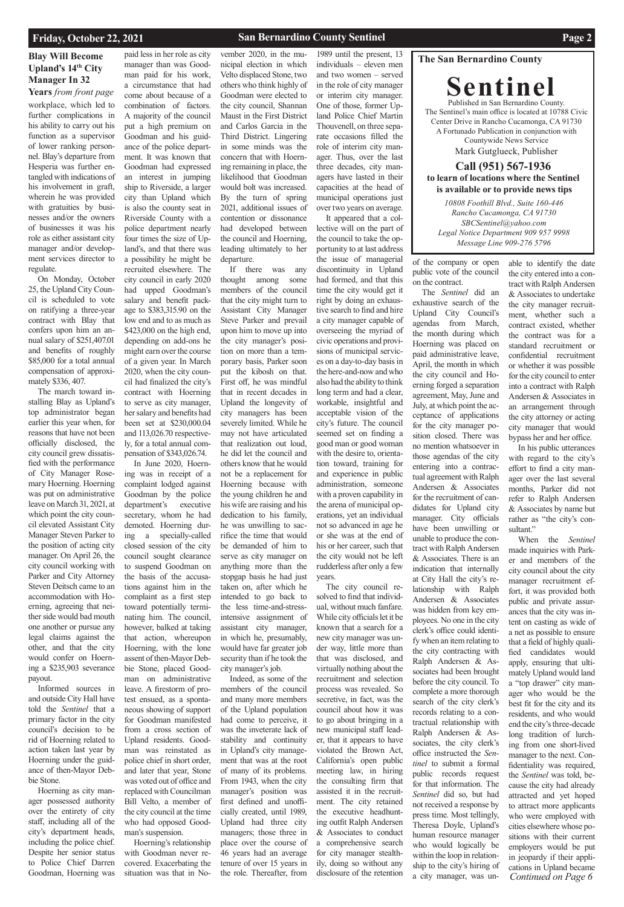## Blay Will Become Upland's 14th City Manager In 32 Years *from front page*

workplace, which led to further complications in his ability to carry out his function as a supervisor of lower ranking personnel. Blay's departure from Hesperia was further entangled with indications of his involvement in graft, wherein he was provided with gratuities by businesses and/or the owners of businesses it was his role as either assistant city manager and/or development services director to regulate.

On Monday, October 25, the Upland City Council is scheduled to vote on ratifying a three-year contract with Blay that confers upon him an annual salary of $251,407.01 and benefits of roughly $85,000 for a total annual compensation of approximately $336, 407.

The march toward installing Blay as Upland's top administrator began earlier this year when, for reasons that have not been officially disclosed, the city council grew dissatisfied with the performance of City Manager Rosemary Hoerning. Hoerning was put on administrative leave on March 31, 2021, at which point the city council elevated Assistant City Manager Steven Parker to the position of acting city manager. On April 26, the city council working with Parker and City Attorney Steven Deitsch came to an accommodation with Hoerning, agreeing that neither side would bad mouth one another or pursue any legal claims against the other, and that the city would confer on Hoerning a $235,903 severance payout.

Informed sources in and outside City Hall have told the *Sentinel* that a primary factor in the city council's decision to be rid of Hoerning related to action taken last year by Hoerning under the guidance of then-Mayor Debbie Stone.

Hoerning as city manager possessed authority over the entirety of city staff, including all of the city's department heads, including the police chief. Despite her senior status to Police Chief Darren Goodman, Hoerning was paid less in her role as city manager than was Goodman paid for his work, a circumstance that had come about because of a combination of factors. A majority of the council put a high premium on Goodman and his guidance of the police department. It was known that Goodman had expressed an interest in jumping ship to Riverside, a larger city than Upland which is also the county seat in Riverside County with a police department nearly four times the size of Upland's, and that there was a possibility he might be recruited elsewhere. The city council in early 2020 had upped Goodman's salary and benefit package to $383,315.90 on the low end and to as much as $423,000 on the high end, depending on add-ons he might earn over the course of a given year. In March 2020, when the city council had finalized the city's contract with Hoerning to serve as city manager, her salary and benefits had been set at $230,000.04 and 113,026.70 respectively, for a total annual compensation of $343,026.74.

In June 2020, Hoerning was in receipt of a complaint lodged against Goodman by the police department's executive secretary, whom he had demoted. Hoerning during a specially-called closed session of the city council sought clearance to suspend Goodman on the basis of the accusations against him in the complaint as a first step toward potentially terminating him. The council, however, balked at taking that action, whereupon Hoerning, with the lone assent of then-Mayor Debbie Stone, placed Goodman on administrative leave. A firestorm of protest ensued, as a spontaneous showing of support for Goodman manifested from a cross section of Upland residents. Goodman was reinstated as police chief in short order, and later that year, Stone was voted out of office and replaced with Councilman Bill Velto, a member of the city council at the time who had opposed Goodman's suspension.

Hoerning's relationship with Goodman never recovered. Exacerbating the situation was that in November 2020, in the municipal election in which Velto displaced Stone, two others who think highly of Goodman were elected to the city council, Shannan Maust in the First District and Carlos Garcia in the Third District. Lingering in some minds was the concern that with Hoerning remaining in place, the likelihood that Goodman would bolt was increased. By the turn of spring 2021, additional issues of contention or dissonance had developed between the council and Hoerning, leading ultimately to her departure.

If there was any thought among some members of the council that the city might turn to Assistant City Manager Steve Parker and prevail upon him to move up into the city manager's position on more than a temporary basis, Parker soon put the kibosh on that. First off, he was mindful that in recent decades in Upland the longevity of city managers has been severely limited. While he may not have articulated that realization out loud, he did let the council and others know that he would not be a replacement for Hoerning because with the young children he and his wife are raising and his dedication to his family, he was unwilling to sacrifice the time that would be demanded of him to serve as city manager on anything more than the stopgap basis he had just taken on, after which he intended to go back to the less time-and-stress-intensive assignment of assistant city manager, in which he, presumably, would have far greater job security than if he took the city manager's job.

Indeed, as some of the members of the council and many more members of the Upland population had come to perceive, it was the inveterate lack of stability and continuity in Upland's city management that was at the root of many of its problems. From 1943, when the city manager's position was first defined and unofficially created, until 1989, Upland had three city managers; those three in place over the course of 46 years had an average tenure of over 15 years in the role. Thereafter, from 1989 until the present, 13 individuals – eleven men and two women – served in the role of city manager or interim city manager. One of those, former Upland Police Chief Martin Thouvenell, on three separate occasions filled the role of interim city manager. Thus, over the last three decades, city managers have lasted in their capacities at the head of municipal operations just over two years on average.

It appeared that a collective will on the part of the council to take the opportunity to at last address the issue of managerial discontinuity in Upland had formed, and that this time the city would get it right by doing an exhaustive search to find and hire a city manager capable of overseeing the myriad of civic operations and provisions of municipal services on a day-to-day basis in the here-and-now and who also had the ability to think long term and had a clear, workable, insightful and acceptable vision of the city's future. The council seemed set on finding a good man or good woman with the desire to, orientation toward, training for and experience in public administration, someone with a proven capability in the arena of municipal operations, yet an individual not so advanced in age he or she was at the end of his or her career, such that the city would not be left rudderless after only a few years.

The city council resolved to find that individual, without much fanfare. While city officials let it be known that a search for a new city manager was under way, little more than that was disclosed, and virtually nothing about the recruitment and selection process was revealed. So secretive, in fact, was the council about how it was to go about bringing in a new municipal staff leader, that it appears to have violated the Brown Act, California's open public meeting law, in hiring the consulting firm that assisted it in the recruitment. The city retained the executive headhunting outfit Ralph Andersen & Associates to conduct a comprehensive search for city manager stealthily, doing so without any disclosure of the retention of the company or open public vote of the council on the contract.

The *Sentinel* did an exhaustive search of the Upland City Council's agendas from March, the month during which Hoerning was placed on paid administrative leave, April, the month in which the city council and Hoerning forged a separation agreement, May, June and July, at which point the acceptance of applications for the city manager position closed. There was no mention whatsoever in those agendas of the city entering into a contractual agreement with Ralph Andersen & Associates for the recruitment of candidates for Upland city manager. City officials have been unwilling or unable to produce the contract with Ralph Andersen & Associates. There is an indication that internally at City Hall the city's relationship with Ralph Andersen & Associates was hidden from key employees. No one in the city clerk's office could identify when an item relating to the city contracting with Ralph Andersen & Associates had been brought before the city council. To complete a more thorough search of the city clerk's records relating to a contractual relationship with Ralph Andersen & Associates, the city clerk's office instructed the *Sentinel* to submit a formal public records request for that information. The *Sentinel* did so, but had not received a response by press time. Most tellingly, Theresa Doyle, Upland's human resource manager who would logically be within the loop in relationship to the city's hiring of a city manager, was unable to identify the date the city entered into a contract with Ralph Andersen & Associates to undertake the city manager recruitment, whether such a contract existed, whether the contract was for a standard recruitment or confidential recruitment or whether it was possible for the city council to enter into a contract with Ralph Andersen & Associates in an arrangement through the city attorney or acting city manager that would bypass her and her office.

In his public utterances with regard to the city's effort to find a city manager over the last several months, Parker did not refer to Ralph Andersen & Associates by name but rather as "the city's consultant."

When the *Sentinel* made inquiries with Parker and members of the city council about the city manager recruitment effort, it was provided both public and private assurances that the city was intent on casting as wide of a net as possible to ensure that a field of highly qualified candidates would apply, ensuring that ultimately Upland would land a "top drawer" city manager who would be the best fit for the city and its residents, and who would end the city's three-decade long tradition of lurching from one short-lived manager to the next. Confidentiality was required, the *Sentinel* was told, because the city had already attracted and yet hoped to attract more applicants who were employed with cities elsewhere whose positions with their current employers would be put in jeopardy if their applications in Upland became

*Continued on Page 6*

---

**The San Bernardino County**

# Sentinel

Published in San Bernardino County.
The Sentinel's main office is located at 10788 Civic Center Drive in Rancho Cucamonga, CA 91730
A Fortunado Publication in conjunction with Countywide News Service
Mark Gutglueck, Publisher

**Call (951) 567-1936 to learn of locations where the Sentinel is available or to provide news tips**

*10808 Foothill Blvd., Suite 160-446*
*Rancho Cucamonga, CA 91730*
*SBCSentinel@yahoo.com*
*Legal Notice Department 909 957 9998*
*Message Line 909-276 5796*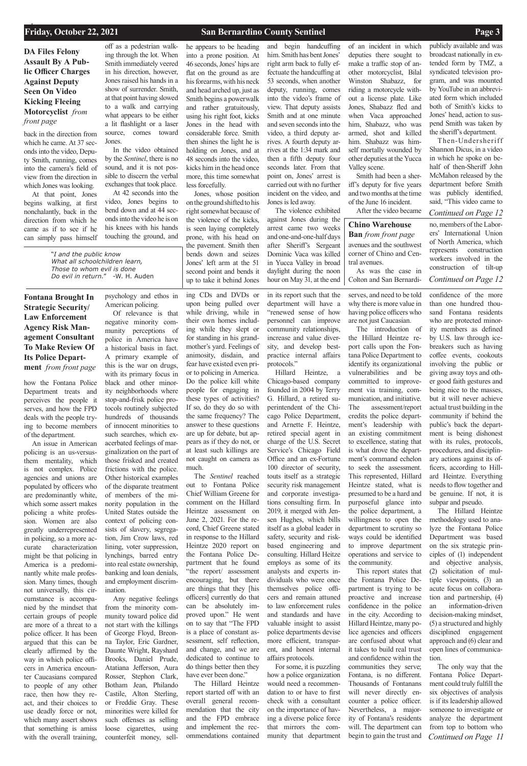## DA Files Felony Assault By A Public Officer Charges Against Deputy Seen On Video Kicking Fleeing Motorcyclist *from front page*

back in the direction from which he came. At 37 seconds into the video, Deputy Smith, running, comes into the camera's field of view from the direction in which Jones was looking.

At that point, Jones begins walking, at first nonchalantly, back in the direction from which he came as if to see if he can simply pass himself off as a pedestrian walking through the lot. When Smith immediately veered in his direction, however, Jones raised his hands in a show of surrender. Smith, at that point having slowed to a walk and carrying what appears to be either a lit flashlight or a laser source, comes toward Jones.

In the video obtained by the *Sentinel*, there is no sound, and it is not possible to discern the verbal exchanges that took place.

At 42 seconds into the video, Jones begins to bend down and at 44 seconds into the video he is on his knees with his hands touching the ground, and he appears to be heading into a prone position. At 46 seconds, Jones' hips are flat on the ground as are his forearms, with his neck and head arched up, just as Smith begins a powerwalk and rather gratuitously, using his right foot, kicks Jones in the head with considerable force. Smith then shines the light he is holding on Jones, and at 48 seconds into the video, kicks him in the head once more, this time somewhat less forcefully.

Jones, whose position on the ground shifted to his right somewhat because of the violence of the kicks, is seen laying completely prone, with his head on the pavement. Smith then bends down and seizes Jones' left arm at the 51 second point and bends it up to take it behind Jones and begin handcuffing him. Smith has bent Jones' right arm back to fully effectuate the handcuffing at 53 seconds, when another deputy, running, comes into the video's frame of view. That deputy assists Smith and at one minute and seven seconds into the video, a third deputy arrives. A fourth deputy arrives at the 1:34 mark and then a fifth deputy four seconds later. From that point on, Jones' arrest is carried out with no further incident on the video, and Jones is led away.

The violence exhibited against Jones during the arrest came two weeks and one-and-one-half days after Sheriff's Sergeant Dominic Vaca was killed in Yucca Valley in broad daylight during the noon hour on May 31, at the end of an incident in which deputies there sought to make a traffic stop of another motorcyclist, Bilal Winston Shabazz, for riding a motorcycle without a license plate. Like Jones, Shabazz fled and when Vaca approached him, Shabazz, who was armed, shot and killed him. Shabazz was himself mortally wounded by other deputies at the Yucca Valley scene.

Smith had been a sheriff's deputy for five years and two months at the time of the June 16 incident.

After the video became publicly available and was broadcast nationally in extended form by TMZ, a syndicated television program, and was mounted by YouTube in an abbreviated form which included both of Smith's kicks to Jones' head, action to suspend Smith was taken by the sheriff's department.

Then-Undersheriff Shannon Dicus, in a video in which he spoke on behalf of then-Sheriff John McMahon released by the department before Smith was publicly identified, said, "This video came to

*Continued on Page 12*

> "*I and the public know*
> *What all schoolchildren learn,*
> *Those to whom evil is done*
> *Do evil in return.*" -W. H. Auden

## Chino Warehouse Ban *from front page*

avenues and the southwest corner of Chino and Central avenues.

As was the case in Colton and San Bernardino, members of the Laborers' International Union of North America, which represents construction workers involved in the construction of tilt-up

*Continued on Page 12*

## Fontana Brought In Strategic Security/Law Enforcement Agency Risk Management Consultant To Make Review Of Its Police Department *from front page*

how the Fontana Police Department treats and perceives the people it serves, and how the FPD deals with the people trying to become members of the department.

An issue in American policing is an us-versus-them mentality, which is not complex. Police agencies and unions are populated by officers who are predominantly white, which some assert makes policing a white profession. Women are also greatly underrepresented in policing, so a more accurate characterization might be that policing in America is a predominantly white male profession. Many times, though not universally, this circumstance is accompanied by the mindset that certain groups of people are more of a threat to a police officer. It has been argued that this can be clearly affirmed by the way in which police officers in America encounter Caucasians compared to people of any other race, then how they react, and their choices to use deadly force or not, which many assert shows that something is amiss with the overall training, psychology and ethos in American policing.

Of relevance is that negative minority community perceptions of police in America have a historical basis in fact. A primary example of this is the war on drugs, with its primary focus in black and other minority neighborhoods where stop-and-frisk police protocols routinely subjected hundreds of thousands of innocent minorities to such searches, which exacerbated feelings of marginalization on the part of those frisked and created frictions with the police. Other historical examples of the disparate treatment of members of the minority population in the United States outside the context of policing consists of slavery, segregation, Jim Crow laws, red lining, voter suppression, lynchings, barred entry into real estate ownership, banking and loan denials, and employment discrimination.

Any negative feelings from the minority community toward police did not start with the killings of George Floyd, Breonna Taylor, Eric Gardner, Daunte Wright, Rayshard Brooks, Daniel Prude, Atatiana Jefferson, Aura Rosser, Stephon Clark, Botham Jean, Philando Castile, Alton Sterling, or Freddie Gray. These minorities were killed for such offenses as selling loose cigarettes, using counterfeit money, selling CDs and DVDs or upon being pulled over while driving, while in their own homes including while they slept or for standing in his grandmother's yard. Feelings of animosity, disdain, and fear have existed even prior to policing in America. Do the police kill white people for engaging in these types of activities? If so, do they do so with the same frequency? The answer to these questions are up for debate, but appears as if they do not, or at least such killings are not caught on camera as much.

The *Sentinel* reached out to Fontana Police Chief William Greene for comment on the Hillard Heintze assessment on June 2, 2021. For the record, Chief Greene stated in response to the Hillard Heintze 2020 report on the Fontana Police Department that he found "the report/ assessment encouraging, but there are things that they [his officers] currently do that can be absolutely improved upon." He went on to say that "The FPD is a place of constant assessment, self reflection, and change, and we are dedicated to continue to do things better then they have ever been done."

The Hillard Heintze report started off with an overall general recommendation that the city and the FPD embrace and implement the recommendations contained in its report such that the department will have a "renewed sense of how personnel can improve community relationships, increase and value diversity, and develop best-practice internal affairs protocols."

Hillard Heintze, a Chicago-based company founded in 2004 by Terry G. Hillard, a retired superintendent of the Chicago Police Department, and Arnette F. Heintze, retired special agent in charge of the U.S. Secret Service's Chicago Field Office and an ex-Fortune 100 director of security, touts itself as a strategic security risk management and corporate investigations consulting firm. In 2019, it merged with Jensen Hughes, which bills itself as a global leader in safety, security and risk-based engineering and consulting. Hillard Heitze employs as some of its analysts and experts individuals who were once themselves police officers and remain attuned to law enforcement rules and standards and have valuable insight to assist police departments devise more efficient, transparent, and honest internal affairs protocols.

For some, it is puzzling how a police organization would need a recommendation to or have to first check with a consultant on the importance of having a diverse police force that mirrors the community that department serves, and need to be told why there is more value in having police officers who are not just Caucasian.

The introduction of the Hillard Heintze report calls upon the Fontana Police Department to identify its organizational vulnerabilities and be committed to improvement via training, communication, and initiative. The assessment/report credits the police department's leadership with an existing commitment to excellence, stating that is what drove the department's command echelon to seek the assessment. This represented, Hillard Heintze stated, what is presumed to be a hard and purposeful glance into the police department, a willingness to open the department to scrutiny so ways could be identified to improve department operations and service to the community.

This report states that the Fontana Police Department is trying to be proactive and increase confidence in the police in the city. According to Hillard Heintze, many police agencies and officers are confused about what it takes to build real trust and confidence within the communities they serve; Fontana, is no different. Thousands of Fontanans will never directly encounter a police officer. Nevertheless, a majority of Fontana's residents will. The department can begin to gain the trust and confidence of the more than one hundred thousand Fontana residents who are protected minority members as defined by U.S. law through icebreakers such as having coffee events, cookouts involving the public or giving away toys and other good faith gestures and being nice to the masses, but it will never achieve actual trust building in the community if behind the public's back the department is being dishonest with its rules, protocols, procedures, and disciplinary actions against its officers, according to Hillard Heintze. Everything needs to flow together and be genuine. If not, it is subpar and pseudo.

The Hillard Heintze methodology used to analyze the Fontana Police Department was based on the six strategic principles of (1) independent and objective analysis, (2) solicitation of multiple viewpoints, (3) an acute focus on collaboration and partnership, (4) an information-driven decision-making mindset, (5) a structured and highly disciplined engagement approach and (6) clear and open lines of communication.

The only way that the Fontana Police Department could truly fulfill the six objectives of analysis is if its leadership allowed someone to investigate or analyze the department from top to bottom who

*Continued on Page 11*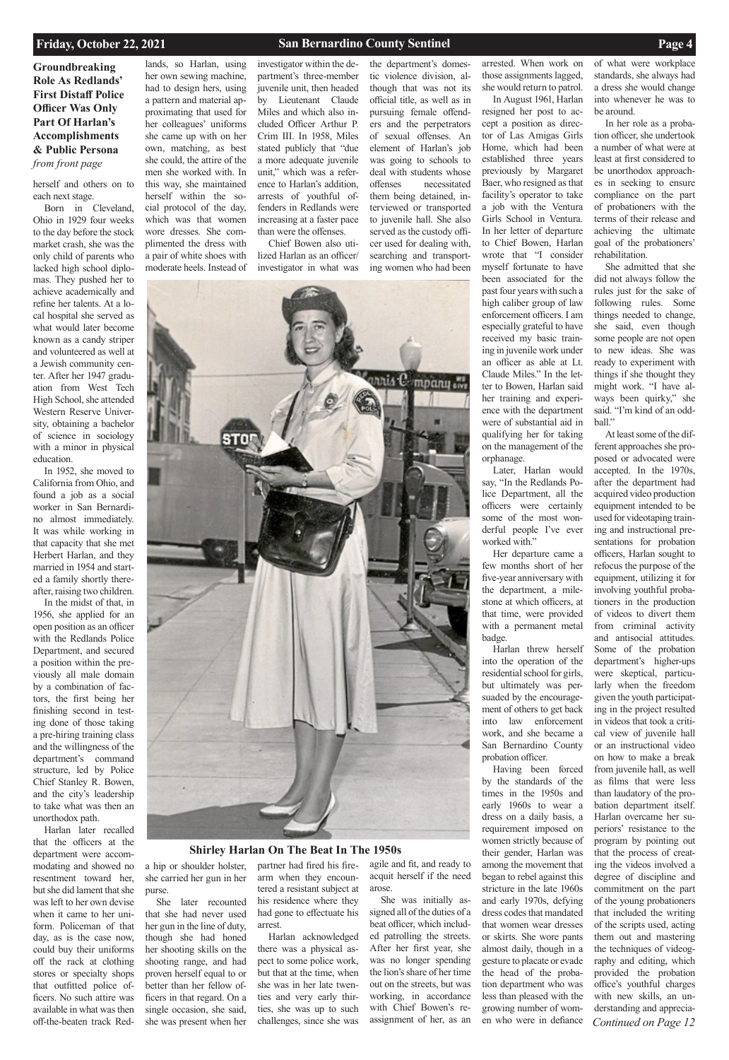**Groundbreaking Role As Redlands' First Distaff Police Officer Was Only Part Of Harlan's Accomplishments & Public Persona**
*from front page*

herself and others on to each next stage.

Born in Cleveland, Ohio in 1929 four weeks to the day before the stock market crash, she was the only child of parents who lacked high school diplomas. They pushed her to achieve academically and refine her talents. At a local hospital she served as what would later become known as a candy striper and volunteered as well at a Jewish community center. After her 1947 graduation from West Tech High School, she attended Western Reserve University, obtaining a bachelor of science in sociology with a minor in physical education.

In 1952, she moved to California from Ohio, and found a job as a social worker in San Bernardino almost immediately. It was while working in that capacity that she met Herbert Harlan, and they married in 1954 and started a family shortly thereafter, raising two children.

In the midst of that, in 1956, she applied for an open position as an officer with the Redlands Police Department, and secured a position within the previously all male domain by a combination of factors, the first being her finishing second in testing done of those taking a pre-hiring training class and the willingness of the department's command structure, led by Police Chief Stanley R. Bowen, and the city's leadership to take what was then an unorthodox path.

Harlan later recalled that the officers at the department were accommodating and showed no resentment toward her, but she did lament that she was left to her own devise when it came to her uniform. Policeman of that day, as is the case now, could buy their uniforms off the rack at clothing stores or specialty shops that outfitted police officers. No such attire was available in what was then off-the-beaten track Redlands, so Harlan, using her own sewing machine, had to design hers, using a pattern and material approximating that used for her colleagues' uniforms she came up with on her own, matching, as best she could, the attire of the men she worked with. In this way, she maintained herself within the social protocol of the day, which was that women wore dresses. She complimented the dress with a pair of white shoes with moderate heels. Instead of a hip or shoulder holster, she carried her gun in her purse.

She later recounted that she had never used her gun in the line of duty, though she had honed her shooting skills on the shooting range, and had proven herself equal to or better than her fellow officers in that regard. On a single occasion, she said, she was present when her partner had fired his firearm when they encountered a resistant subject at his residence where they had gone to effectuate his arrest.

Harlan acknowledged there was a physical aspect to some police work, but that at the time, when she was in her late twenties and very early thirties, she was up to such challenges, since she was agile and fit, and ready to acquit herself if the need arose.

She was initially assigned all of the duties of a beat officer, which included patrolling the streets. After her first year, she was no longer spending the lion's share of her time out on the streets, but was working, in accordance with Chief Bowen's reassignment of her, as an investigator within the department's three-member juvenile unit, then headed by Lieutenant Claude Miles and which also included Officer Arthur P. Crim III. In 1958, Miles stated publicly that "due a more adequate juvenile unit," which was a reference to Harlan's addition, arrests of youthful offenders in Redlands were increasing at a faster pace than were the offenses.

Chief Bowen also utilized Harlan as an officer/investigator in what was the department's domestic violence division, although that was not its official title, as well as in pursuing female offenders and the perpetrators of sexual offenses. An element of Harlan's job was going to schools to deal with students whose offenses necessitated them being detained, interviewed or transported to juvenile hall. She also served as the custody officer used for dealing with, searching and transporting women who had been arrested. When work on those assignments lagged, she would return to patrol.

**Shirley Harlan On The Beat In The 1950s**

In August 1961, Harlan resigned her post to accept a position as director of Las Amigas Girls Home, which had been established three years previously by Margaret Baer, who resigned as that facility's operator to take a job with the Ventura Girls School in Ventura. In her letter of departure to Chief Bowen, Harlan wrote that "I consider myself fortunate to have been associated for the past four years with such a high caliber group of law enforcement officers. I am especially grateful to have received my basic training in juvenile work under an officer as able at Lt. Claude Miles." In the letter to Bowen, Harlan said her training and experience with the department were of substantial aid in qualifying her for taking on the management of the orphanage.

Later, Harlan would say, "In the Redlands Police Department, all the officers were certainly some of the most wonderful people I've ever worked with."

Her departure came a few months short of her five-year anniversary with the department, a milestone at which officers, at that time, were provided with a permanent metal badge.

Harlan threw herself into the operation of the residential school for girls, but ultimately was persuaded by the encouragement of others to get back into law enforcement work, and she became a San Bernardino County probation officer.

Having been forced by the standards of the times in the 1950s and early 1960s to wear a dress on a daily basis, a requirement imposed on women strictly because of their gender, Harlan was among the movement that began to rebel against this stricture in the late 1960s and early 1970s, defying dress codes that mandated that women wear dresses or skirts. She wore pants almost daily, though in a gesture to placate or evade the head of the probation department who was less than pleased with the growing number of women who were in defiance of what were workplace standards, she always had a dress she would change into whenever he was to be around.

In her role as a probation officer, she undertook a number of what were at least at first considered to be unorthodox approaches in seeking to ensure compliance on the part of probationers with the terms of their release and achieving the ultimate goal of the probationers' rehabilitation.

She admitted that she did not always follow the rules just for the sake of following rules. Some things needed to change, she said, even though some people are not open to new ideas. She was ready to experiment with things if she thought they might work. "I have always been quirky," she said. "I'm kind of an oddball."

At least some of the different approaches she proposed or advocated were accepted. In the 1970s, after the department had acquired video production equipment intended to be used for videotaping training and instructional presentations for probation officers, Harlan sought to refocus the purpose of the equipment, utilizing it for involving youthful probationers in the production of videos to divert them from criminal activity and antisocial attitudes. Some of the probation department's higher-ups were skeptical, particularly when the freedom given the youth participating in the project resulted in videos that took a critical view of juvenile hall or an instructional video on how to make a break from juvenile hall, as well as films that were less than laudatory of the probation department itself. Harlan overcame her superiors' resistance to the program by pointing out that the process of creating the videos involved a degree of discipline and commitment on the part of the young probationers that included the writing of the scripts used, acting them out and mastering the techniques of videography and editing, which provided the probation office's youthful charges with new skills, an understanding and apprecia-

*Continued on Page 12*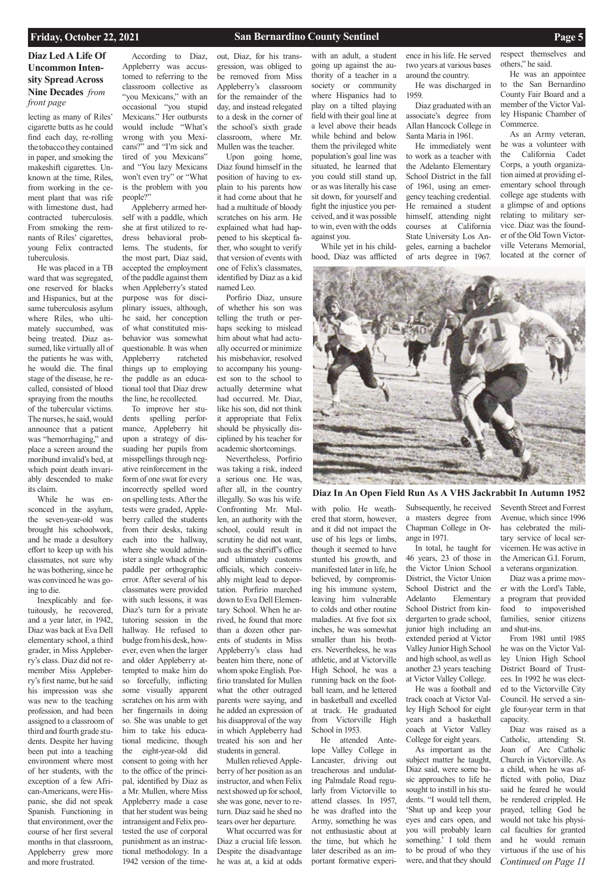## Diaz Led A Life Of Uncommon Intensity Spread Across Nine Decades *from front page*

lecting as many of Riles' cigarette butts as he could find each day, re-rolling the tobacco they contained in paper, and smoking the makeshift cigarettes. Unknown at the time, Riles, from working in the cement plant that was rife with limestone dust, had contracted tuberculosis. From smoking the remnants of Riles' cigarettes, young Felix contracted tuberculosis.

He was placed in a TB ward that was segregated, one reserved for blacks and Hispanics, but at the same tuberculosis asylum where Riles, who ultimately succumbed, was being treated. Diaz assumed, like virtually all of the patients he was with, he would die. The final stage of the disease, he recalled, consisted of blood spraying from the mouths of the tubercular victims. The nurses, he said, would announce that a patient was "hemorrhaging," and place a screen around the moribund invalid's bed, at which point death invariably descended to make its claim.

While he was ensconced in the asylum, the seven-year-old was brought his schoolwork, and he made a desultory effort to keep up with his classmates, not sure why he was bothering, since he was convinced he was going to die.

Inexplicably and fortuitously, he recovered, and a year later, in 1942, Diaz was back at Eva Dell elementary school, a third grader, in Miss Appleberry's class. Diaz did not remember Miss Appleberry's first name, but he said his impression was she was new to the teaching profession, and had been assigned to a classroom of third and fourth grade students. Despite her having been put into a teaching environment where most of her students, with the exception of a few African-Americans, were Hispanic, she did not speak Spanish. Functioning in that environment, over the course of her first several months in that classroom, Appleberry grew more and more frustrated.

According to Diaz, Appleberry was accustomed to referring to the student collective as "you Mexicans," with an occasional "you stupid Mexicans." Her outbursts would include "What's wrong with you Mexicans?" and "I'm sick and tired of you Mexicans" and "You lazy Mexicans won't even try" or "What is the problem with you people?"

Appleberry armed herself with a paddle, which she at first utilized to redress behavioral problems. The students, for the most part, Diaz said, accepted the employment of the paddle against them when Appleberry's stated purpose was for disciplinary issues, although, he said, her conception of what constituted misbehavior was somewhat questionable. It was when Appleberry ratcheted things up to employing the paddle as an educational tool that Diaz drew the line, he recollected.

To improve her students spelling performance, Appleberry hit upon a strategy of dissuading her pupils from misspellings through negative reinforcement in the form of one swat for every incorrectly spelled word on spelling tests. After the tests were graded, Appleberry called the students from their desks, taking each into the hallway, where she would administer a single whack of the paddle per orthographic error. After several of his classmates were provided with such lessons, it was Diaz's turn for a private tutoring session in the hallway. He refused to budge from his desk, however, even when the larger and older Appleberry attempted to make him do so forcefully, inflicting some visually apparent scratches on his arm with her fingernails in doing so. She was unable to get him to take his educational medicine, though the eight-year-old did consent to going with her to the office of the principal, identified by Diaz as a Mr. Mullen, where Miss Appleberry made a case that her student was being intransigent and Felix protested the use of corporal punishment as an instructional methodology. In a 1942 version of the time-out, Diaz, for his transgression, was obliged to be removed from Miss Appleberry's classroom for the remainder of the day, and instead relegated to a desk in the corner of the school's sixth grade classroom, where Mr. Mullen was the teacher.

Upon going home, Diaz found himself in the position of having to explain to his parents how it had come about that he had a multitude of bloody scratches on his arm. He explained what had happened to his skeptical father, who sought to verify that version of events with one of Felix's classmates, identified by Diaz as a kid named Leo.

Porfirio Diaz, unsure of whether his son was telling the truth or perhaps seeking to mislead him about what had actually occurred or minimize his misbehavior, resolved to accompany his youngest son to the school to actually determine what had occurred. Mr. Diaz, like his son, did not think it appropriate that Felix should be physically disciplined by his teacher for academic shortcomings.

Nevertheless, Porfirio was taking a risk, indeed a serious one. He was, after all, in the country illegally. So was his wife. Confronting Mr. Mullen, an authority with the school, could result in scrutiny he did not want, such as the sheriff's office and ultimately customs officials, which conceivably might lead to deportation. Porfirio marched down to Eva Dell Elementary School. When he arrived, he found that more than a dozen other parents of students in Miss Appleberry's class had beaten him there, none of whom spoke English. Porfirio translated for Mullen what the other outraged parents were saying, and he added an expression of his disapproval of the way in which Appleberry had treated his son and her students in general.

Mullen relieved Appleberry of her position as an instructor, and when Felix next showed up for school, she was gone, never to return. Diaz said he shed no tears over her departure.

What occurred was for Diaz a crucial life lesson. Despite the disadvantage he was at, a kid at odds with an adult, a student going up against the authority of a teacher in a society or community where Hispanics had to play on a tilted playing field with their goal line at a level above their heads while behind and below them the privileged white population's goal line was situated, he learned that you could still stand up, or as was literally his case sit down, for yourself and fight the injustice you perceived, and it was possible to win, even with the odds against you.

While yet in his childhood, Diaz was afflicted with polio. He weathered that storm, however, and it did not impact the use of his legs or limbs, though it seemed to have stunted his growth, and manifested later in life, he believed, by compromising his immune system, leaving him vulnerable to colds and other routine maladies. At five foot six inches, he was somewhat smaller than his brothers. Nevertheless, he was athletic, and at Victorville High School, he was a running back on the football team, and he lettered in basketball and excelled at track. He graduated from Victorville High School in 1953.

He attended Antelope Valley College in Lancaster, driving out treacherous and undulating Palmdale Road regularly from Victorville to attend classes. In 1957, he was drafted into the Army, something he was not enthusiastic about at the time, but which he later described as an important formative experience in his life. He served two years at various bases around the country.

He was discharged in 1959.

Diaz graduated with an associate's degree from Allan Hancock College in Santa Maria in 1961.

He immediately went to work as a teacher with the Adelanto Elementary School District in the fall of 1961, using an emergency teaching credential. He remained a student himself, attending night courses at California State University Los Angeles, earning a bachelor of arts degree in 1967. Subsequently, he received a masters degree from Chapman College in Orange in 1971.

In total, he taught for 46 years, 23 of those in the Victor Union School District, the Victor Union School District and the Adelanto Elementary School District from kindergarten to grade school, junior high including an extended period at Victor Valley Junior High School and high school, as well as another 23 years teaching at Victor Valley College.

He was a football and track coach at Victor Valley High School for eight years and a basketball coach at Victor Valley College for eight years.

As important as the subject matter he taught, Diaz said, were some basic approaches to life he sought to instill in his students. "I would tell them, 'Shut up and keep your eyes and ears open, and you will probably learn something.' I told them to be proud of who they were, and that they should respect themselves and others," he said.

He was an appointee to the San Bernardino County Fair Board and a member of the Victor Valley Hispanic Chamber of Commerce.

As an Army veteran, he was a volunteer with the California Cadet Corps, a youth organization aimed at providing elementary school through college age students with a glimpse of and options relating to military service. Diaz was the founder of the Old Town Victorville Veterans Memorial, located at the corner of Seventh Street and Forrest Avenue, which since 1996 has celebrated the military service of local servicemen. He was active in the American G.I. Forum, a veterans organization.

Diaz was a prime mover with the Lord's Table, a program that provided food to impoverished families, senior citizens and shut-ins.

From 1981 until 1985 he was on the Victor Valley Union High School District Board of Trustees. In 1992 he was elected to the Victorville City Council. He served a single four-year term in that capacity.

Diaz was raised as a Catholic, attending St. Joan of Arc Catholic Church in Victorville. As a child, when he was afflicted with polio, Diaz said he feared he would be rendered crippled. He prayed, telling God he would not take his physical faculties for granted and he would remain virtuous if the use of his

*Continued on Page 11*

**Diaz In An Open Field Run As A VHS Jackrabbit In Autumn 1952**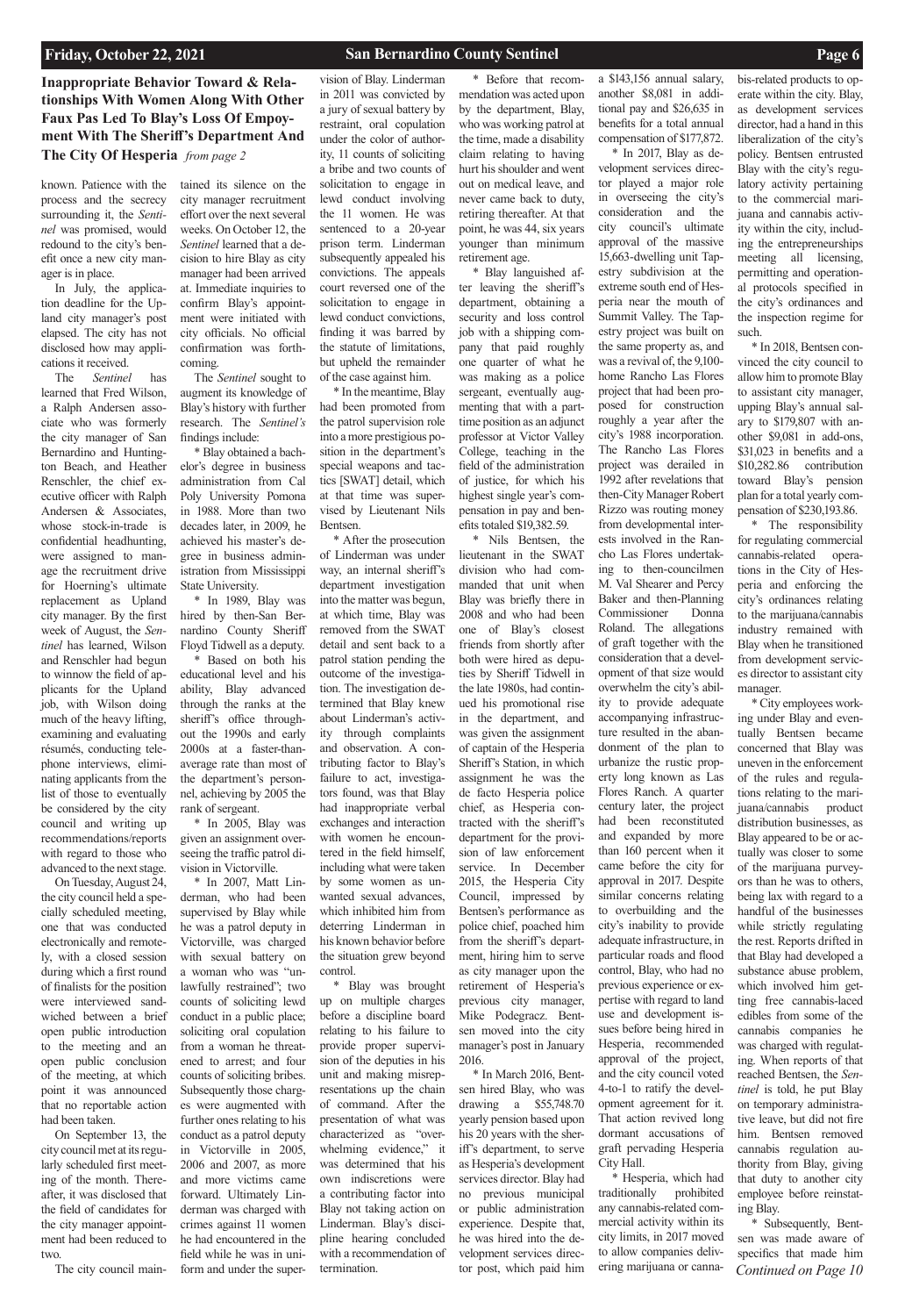## Inappropriate Behavior Toward & Relationships With Women Along With Other Faux Pas Led To Blay's Loss Of Empoyment With The Sheriff's Department And The City Of Hesperia *from page 2*

known. Patience with the process and the secrecy surrounding it, the *Sentinel* was promised, would redound to the city's benefit once a new city manager is in place.

In July, the application deadline for the Upland city manager's post elapsed. The city has not disclosed how may applications it received.

The *Sentinel* has learned that Fred Wilson, a Ralph Andersen associate who was formerly the city manager of San Bernardino and Huntington Beach, and Heather Renschler, the chief executive officer with Ralph Andersen & Associates, whose stock-in-trade is confidential headhunting, were assigned to manage the recruitment drive for Hoerning's ultimate replacement as Upland city manager. By the first week of August, the *Sentinel* has learned, Wilson and Renschler had begun to winnow the field of applicants for the Upland job, with Wilson doing much of the heavy lifting, examining and evaluating résumés, conducting telephone interviews, eliminating applicants from the list of those to eventually be considered by the city council and writing up recommendations/reports with regard to those who advanced to the next stage.

On Tuesday, August 24, the city council held a specially scheduled meeting, one that was conducted electronically and remotely, with a closed session during which a first round of finalists for the position were interviewed sandwiched between a brief open public introduction to the meeting and an open public conclusion of the meeting, at which point it was announced that no reportable action had been taken.

On September 13, the city council met at its regularly scheduled first meeting of the month. Thereafter, it was disclosed that the field of candidates for the city manager appointment had been reduced to two.

The city council maintained its silence on the city manager recruitment effort over the next several weeks. On October 12, the *Sentinel* learned that a decision to hire Blay as city manager had been arrived at. Immediate inquiries to confirm Blay's appointment were initiated with city officials. No official confirmation was forthcoming.

The *Sentinel* sought to augment its knowledge of Blay's history with further research. The *Sentinel's* findings include:

* Blay obtained a bachelor's degree in business administration from Cal Poly University Pomona in 1988. More than two decades later, in 2009, he achieved his master's degree in business administration from Mississippi State University.

* In 1989, Blay was hired by then-San Bernardino County Sheriff Floyd Tidwell as a deputy.

* Based on both his educational level and his ability, Blay advanced through the ranks at the sheriff's office throughout the 1990s and early 2000s at a faster-than-average rate than most of the department's personnel, achieving by 2005 the rank of sergeant.

* In 2005, Blay was given an assignment overseeing the traffic patrol division in Victorville.

* In 2007, Matt Linderman, who had been supervised by Blay while he was a patrol deputy in Victorville, was charged with sexual battery on a woman who was "unlawfully restrained"; two counts of soliciting lewd conduct in a public place; soliciting oral copulation from a woman he threatened to arrest; and four counts of soliciting bribes. Subsequently those charges were augmented with further ones relating to his conduct as a patrol deputy in Victorville in 2005, 2006 and 2007, as more and more victims came forward. Ultimately Linderman was charged with crimes against 11 women he had encountered in the field while he was in uniform and under the supervision of Blay. Linderman in 2011 was convicted by a jury of sexual battery by restraint, oral copulation under the color of authority, 11 counts of soliciting a bribe and two counts of solicitation to engage in lewd conduct involving the 11 women. He was sentenced to a 20-year prison term. Linderman subsequently appealed his convictions. The appeals court reversed one of the solicitation to engage in lewd conduct convictions, finding it was barred by the statute of limitations, but upheld the remainder of the case against him.

* In the meantime, Blay had been promoted from the patrol supervision role into a more prestigious position in the department's special weapons and tactics [SWAT] detail, which at that time was supervised by Lieutenant Nils Bentsen.

* After the prosecution of Linderman was under way, an internal sheriff's department investigation into the matter was begun, at which time, Blay was removed from the SWAT detail and sent back to a patrol station pending the outcome of the investigation. The investigation determined that Blay knew about Linderman's activity through complaints and observation. A contributing factor to Blay's failure to act, investigators found, was that Blay had inappropriate verbal exchanges and interaction with women he encountered in the field himself, including what were taken by some women as unwanted sexual advances, which inhibited him from deterring Linderman in his known behavior before the situation grew beyond control.

* Blay was brought up on multiple charges before a discipline board relating to his failure to provide proper supervision of the deputies in his unit and making misrepresentations up the chain of command. After the presentation of what was characterized as "overwhelming evidence," it was determined that his own indiscretions were a contributing factor into Blay not taking action on Linderman. Blay's discipline hearing concluded with a recommendation of termination.

* Before that recommendation was acted upon by the department, Blay, who was working patrol at the time, made a disability claim relating to having hurt his shoulder and went out on medical leave, and never came back to duty, retiring thereafter. At that point, he was 44, six years younger than minimum retirement age.

* Blay languished after leaving the sheriff's department, obtaining a security and loss control job with a shipping company that paid roughly one quarter of what he was making as a police sergeant, eventually augmenting that with a part-time position as an adjunct professor at Victor Valley College, teaching in the field of the administration of justice, for which his highest single year's compensation in pay and benefits totaled $19,382.59.

* Nils Bentsen, the lieutenant in the SWAT division who had commanded that unit when Blay was briefly there in 2008 and who had been one of Blay's closest friends from shortly after both were hired as deputies by Sheriff Tidwell in the late 1980s, had continued his promotional rise in the department, and was given the assignment of captain of the Hesperia Sheriff's Station, in which assignment he was the de facto Hesperia police chief, as Hesperia contracted with the sheriff's department for the provision of law enforcement service. In December 2015, the Hesperia City Council, impressed by Bentsen's performance as police chief, poached him from the sheriff's department, hiring him to serve as city manager upon the retirement of Hesperia's previous city manager, Mike Podegracz. Bentsen moved into the city manager's post in January 2016.

* In March 2016, Bentsen hired Blay, who was drawing a $55,748.70 yearly pension based upon his 20 years with the sheriff's department, to serve as Hesperia's development services director. Blay had no previous municipal or public administration experience. Despite that, he was hired into the development services director post, which paid him a $143,156 annual salary, another $8,081 in additional pay and $26,635 in benefits for a total annual compensation of $177,872.

* In 2017, Blay as development services director played a major role in overseeing the city's consideration and the city council's ultimate approval of the massive 15,663-dwelling unit Tapestry subdivision at the extreme south end of Hesperia near the mouth of Summit Valley. The Tapestry project was built on the same property as, and was a revival of, the 9,100-home Rancho Las Flores project that had been proposed for construction roughly a year after the city's 1988 incorporation. The Rancho Las Flores project was derailed in 1992 after revelations that then-City Manager Robert Rizzo was routing money from developmental interests involved in the Rancho Las Flores undertaking to then-councilmen M. Val Shearer and Percy Baker and then-Planning Commissioner Donna Roland. The allegations of graft together with the consideration that a development of that size would overwhelm the city's ability to provide adequate accompanying infrastructure resulted in the abandonment of the plan to urbanize the rustic property long known as Las Flores Ranch. A quarter century later, the project had been reconstituted and expanded by more than 160 percent when it came before the city for approval in 2017. Despite similar concerns relating to overbuilding and the city's inability to provide adequate infrastructure, in particular roads and flood control, Blay, who had no previous experience or expertise with regard to land use and development issues before being hired in Hesperia, recommended approval of the project, and the city council voted 4-to-1 to ratify the development agreement for it. That action revived long dormant accusations of graft pervading Hesperia City Hall.

* Hesperia, which had traditionally prohibited any cannabis-related commercial activity within its city limits, in 2017 moved to allow companies delivering marijuana or cannabis-related products to operate within the city. Blay, as development services director, had a hand in this liberalization of the city's policy. Bentsen entrusted Blay with the city's regulatory activity pertaining to the commercial marijuana and cannabis activity within the city, including the entrepreneurships meeting all licensing, permitting and operational protocols specified in the city's ordinances and the inspection regime for such.

* In 2018, Bentsen convinced the city council to allow him to promote Blay to assistant city manager, upping Blay's annual salary to $179,807 with another $9,081 in add-ons, $31,023 in benefits and a $10,282.86 contribution toward Blay's pension plan for a total yearly compensation of $230,193.86.

* The responsibility for regulating commercial cannabis-related operations in the City of Hesperia and enforcing the city's ordinances relating to the marijuana/cannabis industry remained with Blay when he transitioned from development services director to assistant city manager.

* City employees working under Blay and eventually Bentsen became concerned that Blay was uneven in the enforcement of the rules and regulations relating to the marijuana/cannabis product distribution businesses, as Blay appeared to be or actually was closer to some of the marijuana purveyors than he was to others, being lax with regard to a handful of the businesses while strictly regulating the rest. Reports drifted in that Blay had developed a substance abuse problem, which involved him getting free cannabis-laced edibles from some of the cannabis companies he was charged with regulating. When reports of that reached Bentsen, the *Sentinel* is told, he put Blay on temporary administrative leave, but did not fire him. Bentsen removed cannabis regulation authority from Blay, giving that duty to another city employee before reinstating Blay.

* Subsequently, Bentsen was made aware of specifics that made him

*Continued on Page 10*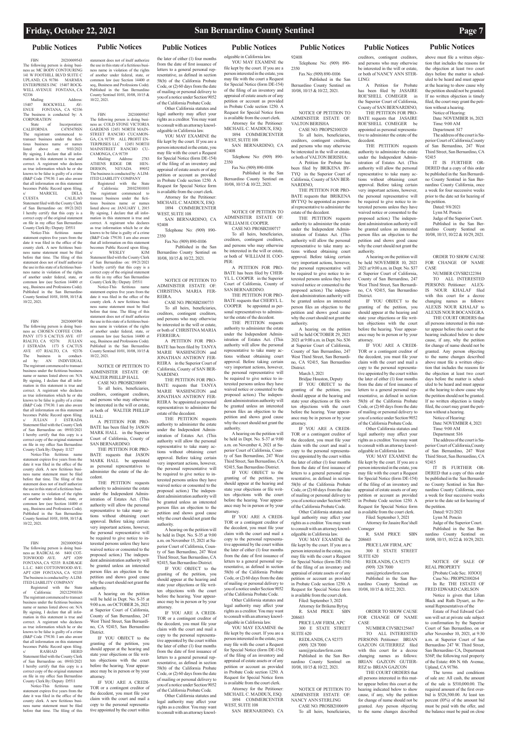## Public Notices

FBN 20210009543

The following person is doing business as: MC BODY CONTOURING 141 W FOOTHILL BLVD SUITE C UPLAND, CA 91786 MARMIA ENTERPRISES INC 15407 ROCKWELL AVENUE FONTANA, CA 92336

Mailing Address: 15407 ROCKWELL AVENUE FONTANA, CA 92336

The business is conducted by: A CORPORATION

State of Incorporation: CALIFORNIA C4785478SN

The registrant commenced to transact business under the fictitious business name or names listed above on: 9/03/2021

By signing, I declare that all information in this statement is true and correct. A registrant who declares as true information which he or she knows to be false is guilty of a crime (B&P Code 179130. I am also aware that all information on this statement becomes Public Record upon filing.

s/ MARICEL DELA CUESTA CALILAO

Statement filed with the County Clerk of San Bernardino on: 09/21/2021

I hereby certify that this copy is a correct copy of the original statement on file in my office San Bernardino County Clerk By:/Deputy D5511

Notice-This fictitious name statement expires five years from the date it was filed in the office of the county clerk. A new fictitious business name statement must be filed before that time. The filing of this statement does not of itself authorize the use in this state of a fictitious business name in violation of the rights of another under federal, state, or common law (see Section 14400 et seq., Business and Professions Code). Published in the San Bernardino County Sentinel 10/01, 10/08, 10/15 & 10/22, 2021.

FBN 20210009748

The following person is doing business as: CHOSEN COFFEE COMPANY 1173 S CACTUS AVE #37 RIALTO, CA 92376: JULIAN J ESTRADA 1173 S CACTUS AVE #37 RIALTO, CA 92376

The business is conducted by: AN INDIVIDUAL

The registrant commenced to transact business under the fictitious business name or names listed above on: N/A

By signing, I declare that all information in this statement is true and correct. A registrant who declares as true information which he or she knows to be false is guilty of a crime (B&P Code 179130. I am also aware that all information on this statement becomes Public Record upon filing.

s/ JULIAN J ESTRADA

Statement filed with the County Clerk of San Bernardino on: 09/03/2021

I hereby certify that this copy is a correct copy of the original statement on file in my office San Bernardino County Clerk By:/Deputy I1327

Notice-This fictitious name statement expires five years from the date it was filed in the office of the county clerk. A new fictitious business name statement must be filed before that time. The filing of this statement does not of itself authorize the use in this state of a fictitious business name in violation of the rights of another under federal, state, or common law (see Section 14400 et seq., Business and Professions Code). Published in the San Bernardino County Sentinel 10/01, 10/08, 10/15 & 10/22, 2021.

FBN 20210009264

The following person is doing business as: RADICAL 66 8401 COTTONWOOD AVE. APT #209 FONTANA, CA 92335: RADRAGE L.L.C. 8401 COTTONWOOD AVE. APT #209 FONTANA, CA 92335

The business is conducted by: A LIMITED LIABILITY COMPANY

Registered with the State of California: 202122910336

The registrant commenced to transact business under the fictitious business name or names listed above on: N/A

By signing, I declare that all information in this statement is true and correct. A registrant who declares as true information which he or she knows to be false is guilty of a crime (B&P Code 179130. I am also aware that all information on this statement becomes Public Record upon filing.

s/ RASHAD HERD

Statement filed with the County Clerk of San Bernardino on: 09/03/2021

I hereby certify that this copy is a correct copy of the original statement on file in my office San Bernardino County Clerk By:/Deputy D5511

Notice-This fictitious name statement expires five years from the date it was filed in the office of the county clerk. A new fictitious business name statement must be filed before that time. The filing of this statement does not of itself authorize the use in this state of a fictitious business name in violation of the rights of another under federal, state, or common law (see Section 14400 et seq., Business and Professions Code). Published in the San Bernardino County Sentinel 10/01, 10/08, 10/15 & 10/22, 2021.

FBN 20210009567

The following person is doing business as: COLD STONE VICTORIA GARDENS 12451 NORTH MAINSTREET RANCHO CUCAMONGA, CA 91739: ALL PROFIT ENTERPRISES LLC 12451 NORTH MAINSTREET RANCHO CUCAMONGA, CA 91739

Mailing Address: 2783 ATHENS RIDGE DR HENDERSON, NEVADA 89052

The business is conducted by: A LIMITED LIABILITY COMPANY

Registered with the State of California: 201023810103

The registrant commenced to transact business under the fictitious business name or names listed above on: JANUARY 1, 2015

By signing, I declare that all information in this statement is true and correct. A registrant who declares as true information which he or she knows to be false is guilty of a crime (B&P Code 179130. I am also aware that all information on this statement becomes Public Record upon filing.

s/ WESLEY KIM

Statement filed with the County Clerk of San Bernardino on: 09/21/2021

I hereby certify that this copy is a correct copy of the original statement on file in my office San Bernardino County Clerk By:/Deputy D5511

Notice-This fictitious name statement expires five years from the date it was filed in the office of the county clerk. A new fictitious business name statement must be filed before that time. The filing of this statement does not of itself authorize the use in this state of a fictitious business name in violation of the rights of another under federal, state, or common law (see Section 14400 et seq., Business and Professions Code). Published in the San Bernardino County Sentinel 10/01, 10/08, 10/15 & 10/22, 2021.

NOTICE OF PETITION TO ADMINISTER ESTATE OF: WALTER PHILLIP HALL

CASE NO. PROSB2100691

To all heirs, beneficiaries, creditors, contingent creditors, and persons who may otherwise be interested in the will or estate, or both of WALTER PHILLIP HALL:

A PETITION FOR PROBATE has been filed by JASON MARK HALL in the Superior Court of California, County of SAN BERNARDINO.

THE PETITION FOR PROBATE requests that JASON MARK HALL be appointed as personal representatives to administer the estate of the decedent.

THE PETITION requests authority to administer the estate under the Independent Administration of Estates Act. (This authority will allow the personal representative to take many actions without obtaining court approval. Before taking certain very important actions, however, the personal representative will be required to give notice to interested persons unless they have waived notice or consented to the proposed action.) The independent administration authority will be granted unless an interested person files an objection to the petition and shows good cause why the court should not grant the authority.

A hearing on the petition will be held in Dept. No. S-35 at 9:00 a.m. on OCTOBER 26, 2021 at Superior Court of California, County of San Bernardino, 247 West Third Street, San Bernardino, CA 92415, San Bernardino District.

IF YOU OBJECT to the granting of the petition, you should appear at the hearing and state your objections or file written objections with the court before the hearing. Your appearance may be in person or by your attorney.

IF YOU ARE A CREDITOR or a contingent creditor of the decedent, you must file your claim with the court and mail a copy to the personal representative appointed by the court within the later of either (1) four months from the date of first issuance of letters to a general personal representative, as defined in section 58(b) of the California Probate Code, or (2) 60 days from the date of mailing or personal delivery to you of a notice under Section 9052 of the California Probate Code.

Other California statutes and legal authority may affect your rights as a creditor. You may want to consult with an attorney knowledgeable in California law.

YOU MAY EXAMINE the file kept by the court. If you are a person interested in the estate, you may file with the court a Request for Special Notice (form DE-154) of the filing of an inventory and appraisal of estate assets or of any petition or account as provided in Probate Code section 1250. A Request for Special Notice form is available from the court clerk.

Attorney for the Petitioner: MICHAEL C. MADDUX, ESQ. 1894 COMMERCENTER WEST, SUITE 108 SAN BERNARDINO, CA 92408

Telephone No: (909) 890-2350

Fax No: (909) 890-0106

Published in the San Bernardino County Sentinel on 10/08, 10/15 & 10/22, 2021.

NOTICE OF PETITION TO ADMINISTER ESTATE OF: CHRISTINA MARIA FERREIRA.

CASE NO. PROSB2100733

To all heirs, beneficiaries, creditors, contingent creditors, and persons who may otherwise be interested in the will or estate, or both of CHRISTINA MARIA FERREIRA:

A PETITION FOR PROBATE has been filed by TANYA MARIE WASHINGTON and JONATHAN ANTHONY FERREIRA in the Superior Court of California, County of SAN BERNARDINO.

THE PETITION FOR PROBATE requests that TANYA MARIE WASHINGTON and JONATHAN ANTHONY FERREIRA be appointed as personal representatives to administer the estate of the decedent.

THE PETITION requests authority to administer the estate under the Independent Administration of Estates Act. (This authority will allow the personal representative to take many actions without obtaining court approval. Before taking certain very important actions, however, the personal representative will be required to give notice to interested persons unless they have waived notice or consented to the proposed action.) The independent administration authority will be granted unless an interested person files an objection to the petition and shows good cause why the court should not grant the authority.

A hearing on the petition will be held in Dept. No. S-35 at 9:00 a.m. on November 15, 2021 at Superior Court of California, County of San Bernardino, 247 West Third Street, San Bernardino, CA 92415, San Bernardino District.

IF YOU OBJECT to the granting of the petition, you should appear at the hearing and state your objections or file written objections with the court before the hearing. Your appearance may be in person or by your attorney.

IF YOU ARE A CREDITOR or a contingent creditor of the decedent, you must file your claim with the court and mail a copy to the personal representative appointed by the court within the later of either (1) four months from the date of first issuance of letters to a general personal representative, as defined in section 58(b) of the California Probate Code, or (2) 60 days from the date of mailing or personal delivery to you of a notice under Section 9052 of the California Probate Code.

Other California statutes and legal authority may affect your rights as a creditor. You may want to consult with an attorney knowledgeable in California law.

YOU MAY EXAMINE the file kept by the court. If you are a person interested in the estate, you may file with the court a Request for Special Notice (form DE-154) of the filing of an inventory and appraisal of estate assets or of any petition or account as provided in Probate Code section 1250. A Request for Special Notice form is available from the court clerk.

Attorney for the Petitioner: MICHAEL C. MADDUX, ESQ. 1894 COMMERCENTER WEST, SUITE 108 SAN BERNARDINO, CA 92408

Telephone No: (909) 890-2350

Fax No: (909) 890-0106

Published in the San Bernardino County Sentinel on 10/08, 10/15 & 10/22, 2021.

NOTICE OF PETITION TO ADMINISTER ESTATE OF: WILLIAM H. COOPER.

CASE NO. PROSB2100717

To all heirs, beneficiaries, creditors, contingent creditors, and persons who may otherwise be interested in the will or estate, or both of WILLIAM H. COOPER:

A PETITION FOR PROBATE has been filed by CHERYL L. COOPER in the Superior Court of California, County of SAN BERNARDINO.

THE PETITION FOR PROBATE requests that CHERYL L. COOPER be appointed as personal representatives to administer the estate of the decedent.

THE PETITION requests authority to administer the estate under the Independent Administration of Estates Act. (This authority will allow the personal representative to take many actions without obtaining court approval. Before taking certain very important actions, however, the personal representative will be required to give notice to interested persons unless they have waived notice or consented to the proposed action.) The independent administration authority will be granted unless an interested person files an objection to the petition and shows good cause why the court should not grant the authority.

A hearing on the petition will be held in Dept. No. S-37 at 9:00 a.m. on November 4, 2021 at Superior Court of California, County of San Bernardino, 247 West Third Street, San Bernardino, CA 92415, San Bernardino District.

IF YOU OBJECT to the granting of the petition, you should appear at the hearing and state your objections or file written objections with the court before the hearing. Your appearance may be in person or by your attorney.

IF YOU ARE A CREDITOR or a contingent creditor of the decedent, you must file your claim with the court and mail a copy to the personal representative appointed by the court within the later of either (1) four months from the date of first issuance of letters to a general personal representative, as defined in section 58(b) of the California Probate Code, or (2) 60 days from the date of mailing or personal delivery to you of a notice under Section 9052 of the California Probate Code.

Other California statutes and legal authority may affect your rights as a creditor. You may want to consult with an attorney knowledgeable in California law.

YOU MAY EXAMINE the file kept by the court. If you are a person interested in the estate, you may file with the court a Request for Special Notice (form DE-154) of the filing of an inventory and appraisal of estate assets or of any petition or account as provided in Probate Code section 1250. A Request for Special Notice form is available from the court clerk.

Attorney for the Petitioner: MICHAEL C. MADDUX, ESQ. 1894 COMMERCENTER WEST, SUITE 108 SAN BERNARDINO, CA 92408

Telephone No: (909) 890-2350

Fax No: (909) 890-0106

Published in the San Bernardino County Sentinel on 10/08, 10/15 & 10/22, 2021.

NOTICE OF PETITION TO ADMINISTER ESTATE OF: VALTON BERISHA

CASE NO. PROPS2100320

To all heirs, beneficiaries, creditors, contingent creditors, and persons who may otherwise be interested in the will or estate, or both of VALTON BERISHA:

A Petition for Probate has been filed by BRIKENA BYTYQ in the Superior Court of California, County of SAN BERNARDINO,

THE PETITION FOR PROBATE requests that BRIKENA BYTYQ be appointed as personal representative to administer the estate of the decedent.

THE PETITION requests authority to administer the estate under the Independent Administration of Estates Act. (This authority will allow the personal representative to take many actions without obtaining court approval. Before taking certain very important actions, however, the personal representative will be required to give notice to interested persons unless they have waived notice or consented to the proposed action.) The independent administration authority will be granted unless an interested person files an objection to the petition and shows good cause why the court should not grant the authority.

A hearing on the petition will be held OCTOBER 29, 2021 2021 at 9:00 a.m. in Dept. No. S36 at Superior Court of California, County of San Bernardino, 247 West Third Street, San Bernardino, CA 92415, San Bernardino District.

March 3, 2021

Bridjie Houston, Deputy

IF YOU OBJECT to the granting of the petition, you should appear at the hearing and state your objections or file written objections with the court before the hearing. Your appearance may be in person or by your attorney.

IF YOU ARE A CREDITOR or a contingent creditor of the decedent, you must file your claim with the court and mail a copy to the personal representative appointed by the court within the later of either (1) four months from the date of first issuance of letters to a general personal representative, as defined in section 58(b) of the California Probate Code, or (2) 60 days from the date of mailing or personal delivery to you of a notice under Section 9052 of the California Probate Code.

Other California statutes and legal authority may affect your rights as a creditor. You may want to consult with an attorney knowledgeable in California law.

YOU MAY EXAMINE the file kept by the court. If you are a person interested in the estate, you may file with the court a Request for Special Notice (form DE-154) of the filing of an inventory and appraisal of estate assets or of any petition or account as provided in Probate Code section 1250. A Request for Special Notice form is available from the court clerk.

Filed: September 3, 2021

Attorney for Brikena Bytyq

R. SAM PRICE SBN 208603

PRICE LAW FIRM, APC

300 E STATE STREET SUITE 620

REDLANDS, CA 92373

(909) 328 7000

sam@pricelawfirm.com

Published in the San Bernardino County Sentinel on 10/08, 10/15 & 10/22, 2021.

NOTICE OF PETITION TO ADMINISTER ESTATE OF: NANCY ANN STERLING

CASE NO. PROSB2100699

To all heirs, beneficiaries, creditors, contingent creditors, and persons who may otherwise be interested in the will or estate, or both of NANCY ANN STERLING:

A Petition for Probate has been filed by JASAIRE ROE'SHELL COMEGER in the Superior Court of California, County of SAN BERNARDINO,

THE PETITION FOR PROBATE requests that JASAIRE ROE'SHELL COMEGER be appointed as personal representative to administer the estate of the decedent.

THE PETITION requests authority to administer the estate under the Independent Administration of Estates Act. (This authority will allow the personal representative to take many actions without obtaining court approval. Before taking certain very important actions, however, the personal representative will be required to give notice to interested persons unless they have waived notice or consented to the proposed action.) The independent administration authority will be granted unless an interested person files an objection to the petition and shows good cause why the court should not grant the authority.

A hearing on the petition will be held NOVEMBER 10, 2021 2021 at 9:00 a.m. in Dept. No. S37 at Superior Court of California, County of San Bernardino, 247 West Third Street, San Bernardino, CA 92415, San Bernardino District.

IF YOU OBJECT to the granting of the petition, you should appear at the hearing and state your objections or file written objections with the court before the hearing. Your appearance may be in person or by your attorney.

IF YOU ARE A CREDITOR or a contingent creditor of the decedent, you must file your claim with the court and mail a copy to the personal representative appointed by the court within the later of either (1) four months from the date of first issuance of letters to a general personal representative, as defined in section 58(b) of the California Probate Code, or (2) 60 days from the date of mailing or personal delivery to you of a notice under Section 9052 of the California Probate Code.

Other California statutes and legal authority may affect your rights as a creditor. You may want to consult with an attorney knowledgeable in California law.

YOU MAY EXAMINE the file kept by the court. If you are a person interested in the estate, you may file with the court a Request for Special Notice (form DE-154) of the filing of an inventory and appraisal of estate assets or of any petition or account as provided in Probate Code section 1250. A Request for Special Notice form is available from the court clerk.

Filed: September 3, 2021

Attorney for Jasaire Roe'shell Comeger

R. SAM PRICE SBN 208603

PRICE LAW FIRM, APC

300 E STATE STREET SUITE 620

REDLANDS, CA 92373

(909) 328 7000

sam@pricelawfirm.com

Published in the San Bernardino County Sentinel on 10/08, 10/15 & 10/22, 2021.

ORDER TO SHOW CAUSE FOR CHANGE OF NAME CASE

NUMBER CIVSB2125667

TO ALL INTERESTED PERSONS: Petitioner: BRIAN GAZCON GUTIERREZ filed with this court for a decree changing names as follows: BRIAN GAZCON GUTIERREZ to BRIAN GAZCON

THE COURT ORDERS that all persons interested in this matter appear before this court at the hearing indicated below to show cause, if any, why the petition for change of name should not be granted. Any person objecting to the name changes described above must file a written objection that includes the reasons for the objection at least two court days before the matter is scheduled to be heard and must appear at the hearing to show cause why the petition should not be granted. If no written objection is timely filed, the court may grant the petition without a hearing.

Notice of Hearing:

Date: NOVEMBER 16, 2021

Time: 9:00 AM

Department: S17

The address of the court is Superior Court of California,County of San Bernardino, 247 West Third Street, San Bernardino, CA 92415

IT IS FURTHER ORDERED that a copy of this order be published in the San Bernardino County Sentinel in San Bernardino County California, once a week for four successive weeks prior to the date set for hearing of the petition.

Dated: 9/8/2021

Lynn M. Poncin

Judge of the Superior Court.

Published in the San Bernardino County Sentinel on 10/08, 10/15, 10/22 & 10/29, 2021.

ORDER TO SHOW CAUSE FOR CHANGE OF NAME CASE

NUMBER CIVSB2122384

TO ALL INTERESTED PERSONS: Petitioner: ALEXIS NOUR KHALAF filed with this court for a decree changing names as follows: ALEXIS NOUR KHALAF to ALEXIS NOUR BOCANEGRA

THE COURT ORDERS that all persons interested in this matter appear before this court at the hearing indicated below to show cause, if any, why the petition for change of name should not be granted. Any person objecting to the name changes described above must file a written objection that includes the reasons for the objection at least two court days before the matter is scheduled to be heard and must appear at the hearing to show cause why the petition should not be granted. If no written objection is timely filed, the court may grant the petition without a hearing.

Notice of Hearing:

Date: NOVEMBER 4, 2021

Time: 9:00 AM

Department: S16

The address of the court is Superior Court of California,County of San Bernardino, 247 West Third Street, San Bernardino, CA 92415

IT IS FURTHER ORDERED that a copy of this order be published in the San Bernardino County Sentinel in San Bernardino County California, once a week for four successive weeks prior to the date set for hearing of the petition.

Dated: 9/21/2021

Lynn M. Poncin

Judge of the Superior Court.

Published in the San Bernardino County Sentinel on 10/08, 10/15, 10/22 & 10/29, 2021.

NOTICE OF SALE OF REAL PROPERTY

[Probate Code Sec. 10300]

Case No.: PROPS2100264

In Re: THE ESTATE OF FRED EDWARD CARLSON

Notice is given that Lilian Black and Ruth Dysart, as Personal Representatives of the Estate of Fred Edward Carlson will set at private sale subject to confirmation by the Superior Court of San Bernardino, on or after November 10, 2021, at 9:30 a.m. at Superior Court of San Bernardino 247 W. Third Street, San Bernardino CA, Department S36P, the following real property of the Estate: 406 N. 6th Avenue, Upland, CA 91786.

The terms and conditions of sale are: All cash, the amount of the sale is $510,000.00. The required amount of the first overbid is $526,500.00. At least ten percent (10%) of the amount bid must be paid with the offer, and the balance must be paid on close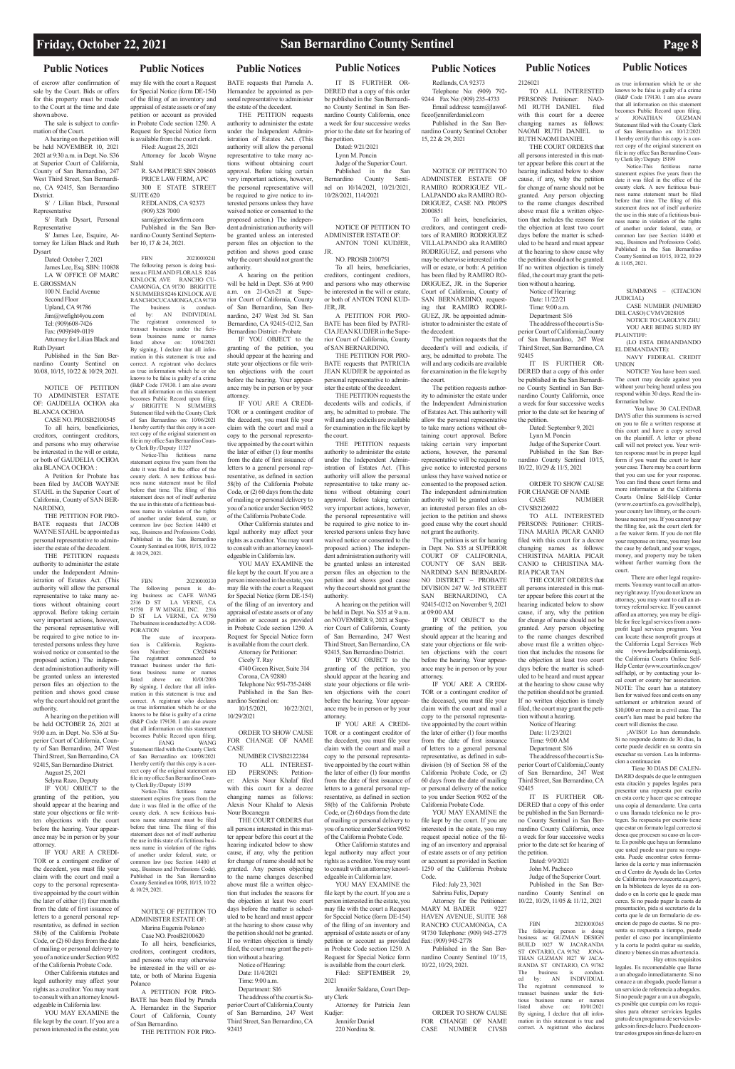## Public Notices

of escrow after confirmation of sale by the Court. Bids or offers for this property must be made to the Court at the time and date shown above.

The sale is subject to confirmation of the Court.

A hearing on the petition will be held NOVEMBER 10, 2021 2021 at 9:30 a.m. in Dept. No. S36 at Superior Court of California, County of San Bernardino, 247 West Third Street, San Bernardino, CA 92415, San Bernardino District.

S/ / Lilian Black, Personal Representative

S/ Ruth Dysart, Personal Representative

S/ James Lee, Esquire, Attorney for Lilian Black and Ruth Dysart

Dated: October 7, 2021
James Lee, Esq. SBN: 110838
LA W OFFICE OF MARC E. GROSSMAN
100 N. Euclid Avenue
Second Floor
Upland, CA 91786
Jim@wefight4you.com
Tel: (909)608-7426
Fax: (909)949-0119
Attorney for Lilian Black and Ruth Dysart

Published in the San Bernardino County Sentinel on 10/08, 10/15, 10/22 & 10/29, 2021.

NOTICE OF PETITION TO ADMINISTER ESTATE OF: GAUDELIA OCHOA aka BLANCA OCHOA

CASE NO. PROSB2100545

To all heirs, beneficiaries, creditors, contingent creditors, and persons who may otherwise be interested in the will or estate, or both of GAUDELIA OCHOA aka BLANCA OCHOA :

A Petition for Probate has been filed by JACOB WAYNE STAHL in the Superior Court of California, County of SAN BERNARDINO.

THE PETITION FOR PROBATE requests that JACOB WAYNE STAHL be appointed as personal representative to administer the estate of the decedent.

THE PETITION requests authority to administer the estate under the Independent Administration of Estates Act. (This authority will allow the personal representative to take many actions without obtaining court approval. Before taking certain very important actions, however, the personal representative will be required to give notice to interested persons unless they have waived notice or consented to the proposed action.) The independent administration authority will be granted unless an interested person files an objection to the petition and shows good cause why the court should not grant the authority.

A hearing on the petition will be held OCTOBER 26, 2021 at 9:00 a.m. in Dept. No. S36 at Superior Court of California, County of San Bernardino, 247 West Third Street, San Bernardino, CA 92415, San Bernardino District.

August 25, 2021
Selyna Razo, Deputy

IF YOU OBJECT to the granting of the petition, you should appear at the hearing and state your objections or file written objections with the court before the hearing. Your appearance may be in person or by your attorney.

IF YOU ARE A CREDITOR or a contingent creditor of the decedent, you must file your claim with the court and mail a copy to the personal representative appointed by the court within the later of either (1) four months from the date of first issuance of letters to a general personal representative, as defined in section 58(b) of the California Probate Code, or (2) 60 days from the date of mailing or personal delivery to you of a notice under Section 9052 of the California Probate Code.

Other California statutes and legal authority may affect your rights as a creditor. You may want to consult with an attorney knowledgeable in California law.

YOU MAY EXAMINE the file kept by the court. If you are a person interested in the estate, you may file with the court a Request for Special Notice (form DE-154) of the filing of an inventory and appraisal of estate assets or of any petition or account as provided in Probate Code section 1250. A Request for Special Notice form is available from the court clerk.

Filed: August 25, 2021
Attorney for Jacob Wayne Stahl
R. SAM PRICE SBN 208603
PRICE LAW FIRM, APC
300 E STATE STREET SUITE 620
REDLANDS, CA 92373
(909) 328 7000
sam@pricelawfirm.com

Published in the San Bernardino County Sentinel September 10, 17 & 24, 2021.

FBN 20210010241

The following person is doing business as: FILM AND FLORALS 8246 KINLOCK AVE RANCHO CUCAMONGA, CA 91730 BRIGITTE N SUMMERS 8246 KINLOCK AVE RANCHO CUCAMONGA, CA 91730

The business is conducted by: AN INDIVIDUAL

The registrant commenced to transact business under the fictitious business name or names listed above on: 10/04/2021

By signing, I declare that all information in this statement is true and correct. A registrant who declares as true information which he or she knows to be false is guilty of a crime (B&P Code 179130. I am also aware that all information on this statement becomes Public Record upon filing.

s/ BRIGITTE N SUMMERS

Statement filed with the County Clerk of San Bernardino on: 10/06/2021

I hereby certify that this copy is a correct copy of the original statement on file in my office San Bernardino County Clerk By:/Deputy I1327

Notice-This fictitious name statement expires five years from the date it was filed in the office of the county clerk. A new fictitious business name statement must be filed before that time. The filing of this statement does not of itself authorize the use in this state of a fictitious business name in violation of the rights of another under federal, state, or common law (see Section 14400 et seq., Business and Professions Code). Published in the San Bernardino County Sentinel on 10/08, 10/15, 10/22 & 10/29, 2021.

FBN 20210010330

The following person is doing business as: CAFE WANG 2316 D ST LA VERNE, CA 91750 F W MINGLI, INC. 2316 D ST LA VERNE, CA 91750

The business is conducted by: A CORPORATION

The state of incorporation is California. Registration Number: C3620494

The registrant commenced to transact business under the fictitious business name or names listed above on: 10/01/2016

By signing, I declare that all information in this statement is true and correct. A registrant who declares as true information which he or she knows to be false is guilty of a crime (B&P Code 179130. I am also aware that all information on this statement becomes Public Record upon filing.

s/ FANG WANG

Statement filed with the County Clerk of San Bernardino on: 10/08/2021

I hereby certify that this copy is a correct copy of the original statement on file in my office San Bernardino County Clerk By:/Deputy I5199

Notice-This fictitious name statement expires five years from the date it was filed in the office of the county clerk. A new fictitious business name statement must be filed before that time. The filing of this statement does not of itself authorize the use in this state of a fictitious business name in violation of the rights of another under federal, state, or common law (see Section 14400 et seq., Business and Professions Code). Published in the San Bernardino County Sentinel on 10/08, 10/15, 10/22 & 10/29, 2021.

NOTICE OF PETITION TO ADMINISTER ESTATE OF:
Marina Eugenia Polanco
Case NO. ProsB2100620

To all heirs, beneficiaries, creditors, contingent creditors, and persons who may otherwise be interested in the will or estate, or both of Marina Eugenia Polanco

A PETITION FOR PROBATE has been filed by Pamela A. Hernandez in the Superior Court of California, County of San Bernardino.

THE PETITION FOR PROBATE requests that Pamela A. Hernandez be appointed as personal representative to administer the estate of the decedent.

THE PETITION requests authority to administer the estate under the Independent Administration of Estates Act. (This authority will allow the personal representative to take many actions without obtaining court approval. Before taking certain very important actions, however, the personal representative will be required to give notice to interested persons unless they have waived notice or consented to the proposed action.) The independent administration authority will be granted unless an interested person files an objection to the petition and shows good cause why the court should not grant the authority.

A hearing on the petition will be held in Dept. S36 at 9:00 a.m. on 21-Oct-21 at Superior Court of California, County of San Bernardino, San Bernardino, 247 West 3rd St. San Bernardino, CA 92415-0212, San Bernardino District - Probate

IF YOU OBJECT to the granting of the petition, you should appear at the hearing and state your objections or file written objections with the court before the hearing. Your appearance may be in person or by your attorney.

IF YOU ARE A CREDITOR or a contingent creditor of the decedent, you must file your claim with the court and mail a copy to the personal representative appointed by the court within the later of either (1) four months from the date of first issuance of letters to a general personal representative, as defined in section 58(b) of the California Probate Code, or (2) 60 days from the date of mailing or personal delivery to you of a notice under Section 9052 of the California Probate Code.

Other California statutes and legal authority may affect your rights as a creditor. You may want to consult with an attorney knowledgeable in California law.

YOU MAY EXAMINE the file kept by the court. If you are a person interested in the estate, you may file with the court a Request for Special Notice (form DE-154) of the filing of an inventory and appraisal of estate assets or of any petition or account as provided in Probate Code section 1250. A Request for Special Notice form is available from the court clerk.

Attorney for Petitioner:
Cicely T. Ray
4740 Green River, Suite 314
Corona, CA 92880
Telephone No: 951-735-2488

Published in the San Bernardino Sentinel on:
10/15/2021, 10/22/2021, 10/29/2021

ORDER TO SHOW CAUSE FOR CHANGE OF NAME CASE

NUMBER CIVSB2122384

TO ALL INTERESTED PERSONS: Petitioner: Alexis Nour Khalaf filed with this court for a decree changing names as follows: Alexis Nour Khalaf to Alexis Nour Bocanegra

THE COURT ORDERS that all persons interested in this matter appear before this court at the hearing indicated below to show cause, if any, why the petition for change of name should not be granted. Any person objecting to the name changes described above must file a written objection that includes the reasons for the objection at least two court days before the matter is scheduled to be heard and must appear at the hearing to show cause why the petition should not be granted. If no written objection is timely filed, the court may grant the petition without a hearing.

Notice of Hearing:
Date: 11/4/2021
Time: 9:00 a.m.
Department: S16

The address of the court is Superior Court of California, County of San Bernardino, 247 West Third Street, San Bernardino, CA 92415

IT IS FURTHER ORDERED that a copy of this order be published in the San Bernardino County Sentinel in San Bernardino County California, once a week for four successive weeks prior to the date set for hearing of the petition.

Dated: 9/21/2021
Lynn M. Poncin
Judge of the Superior Court.

Published in the San Bernardino County Sentinel on 10/14/2021, 10/21/2021, 10/28/2021, 11/4/2021

NOTICE OF PETITION TO ADMINISTER ESTATE OF:
ANTON TONI KUDJER, JR.
NO. PROSB 2100751

To all heirs, beneficiaries, creditors, contingent creditors, and persons who may otherwise be interested in the will or estate, or both of ANTON TONI KUDJER, JR.

A PETITION FOR PROBATE has been filed by PATRICIA JEAN KUDJER in the Superior Court of California, County of SAN BERNARDINO.

THE PETITION FOR PROBATE requests that PATRICIA JEAN KUDJER be appointed as personal representative to administer the estate of the decedent.

THE PETITION requests the decedents wills and codicils, if any, be admitted to probate. The will and any codicils are available for examination in the file kept by the court.

THE PETITION requests authority to administer the estate under the Independent Administration of Estates Act. (This authority will allow the personal representative to take many actions without obtaining court approval. Before taking certain very important actions, however, the personal representative will be required to give notice to interested persons unless they have waived notice or consented to the proposed action.) The independent administration authority will be granted unless an interested person files an objection to the petition and shows good cause why the court should not grant the authority.

A hearing on the petition will be held in Dept. No. S35 at 9 a.m. on NOVEMBER 9, 2021 at Superior Court of California, County of San Bernardino, 247 West Third Street, San Bernardino, CA 92415, San Bernardino District.

IF YOU OBJECT to the granting of the petition, you should appear at the hearing and state your objections or file written objections with the court before the hearing. Your appearance may be in person or by your attorney.

IF YOU ARE A CREDITOR or a contingent creditor of the decedent, you must file your claim with the court and mail a copy to the personal representative appointed by the court within the later of either (1) four months from the date of first issuance of letters to a general personal representative, as defined in section 58(b) of the California Probate Code, or (2) 60 days from the date of mailing or personal delivery to you of a notice under Section 9052 of the California Probate Code.

Other California statutes and legal authority may affect your rights as a creditor. You may want to consult with an attorney knowledgeable in California law.

YOU MAY EXAMINE the file kept by the court. If you are a person interested in the estate, you may file with the court a Request for Special Notice (form DE-154) of the filing of an inventory and appraisal of estate assets or of any petition or account as provided in Probate Code section 1250. A Request for Special Notice form is available from the court clerk.

Filed: SEPTEMBER 29, 2021

Jennifer Saldana, Court Deputy Clerk

Attorney for Patricia Jean Kudjer:
Jennifer Daniel
220 Nordina St.
Redlands, CA 92373
Telephone No: (909) 792-9244 Fax No: (909) 235-4733
Email address: team@lawofficeofjenniferdaniel.com

Published in the San Bernardino County Sentinel October 15, 22 & 29, 2021

NOTICE OF PETITION TO ADMINISTER ESTATE OF RAMIRO RODRIGUEZ VILLALPANDO aka RAMIRO RODRIGUEZ, CASE NO. PROPS 2000851

To all heirs, beneficiaries, creditors, and contingent creditors of RAMIRO RODRIGUEZ VILLALPANDO aka RAMIRO RODRIGUEZ, and persons who may be otherwise interested in the will or estate, or both: A petition has been filed by RAMIRO RODRIGUEZ, JR. in the Superior Court of California, County of SAN BERNARDINO, requesting that RAMIRO RODRIGUEZ, JR. be appointed administrator to administer the estate of the decedent.

The petition requests that the decedent's will and codicils, if any, be admitted to probate. The will and any codicils are available for examination in the file kept by the court.

The petition requests authority to administer the estate under the Independent Administration of Estates Act. This authority will allow the personal representative to take many actions without obtaining court approval. Before taking certain very important actions, however, the personal representative will be required to give notice to interested persons unless they have waived notice or consented to the proposed action. The independent administration authority will be granted unless an interested person files an objection to the petition and shows good cause why the court should not grant the authority.

The petition is set for hearing in Dept. No. S35 at SUPERIOR COURT OF CALIFORNIA, COUNTY OF SAN BERNARDINO SAN BERNARDINO DISTRICT – PROBATE DIVISION 247 W. 3rd STREET SAN BERNARDINO, CA 92415-0212 on November 9, 2021 at 09:00 AM

IF YOU OBJECT to the granting of the petition, you should appear at the hearing and state your objections or file written objections with the court before the hearing. Your appearance may be in person or by your attorney.

IF YOU ARE A CREDITOR or a contingent creditor of the deceased, you must file your claim with the court and mail a copy to the personal representative appointed by the court within the later of either (1) four months from the date of first issuance of letters to a general personal representative, as defined in subdivision (b) of Section 58 of the California Probate Code, or (2) 60 days from the date of mailing or personal delivery of the notice to you under Section 9052 of the California Probate Code.

YOU MAY EXAMINE the file kept by the court. If you are interested in the estate, you may request special notice of the filing of an inventory and appraisal of estate assets or of any petition or account as provided in Section 1250 of the California Probate Code.

Filed: July 23, 2021
Sabrina Felix, Deputy

Attorney for the Petitioner:
MARY M. BADER 9227 HAVEN AVENUE, SUITE 368 RANCHO CUCAMONGA, CA 91730 Telephone: (909) 945-2775 Fax: (909) 945-2778

Published in the San Bernardino County Sentinel 10/15, 10/22, 10/29, 2021.

ORDER TO SHOW CAUSE FOR CHANGE OF NAME CASE NUMBER CIVSB 2126012

TO ALL INTERESTED PERSONS: Petitioner: NAOMI RUTH DANIEL filed with this court for a decree changing names as follows: NAOMI RUTH DANIEL to RUTH NAOMI DANIEL

THE COURT ORDERS that all persons interested in this matter appear before this court at the hearing indicated below to show cause, if any, why the petition for change of name should not be granted. Any person objecting to the name changes described above must file a written objection that includes the reasons for the objection at least two court days before the matter is scheduled to be heard and must appear at the hearing to show cause why the petition should not be granted. If no written objection is timely filed, the court may grant the petition without a hearing.

Notice of Hearing:
Date: 11/22/21
Time: 9:00 a.m.
Department: S16

The address of the court is Superior Court of California, County of San Bernardino, 247 West Third Street, San Bernardino, CA 92415

IT IS FURTHER ORDERED that a copy of this order be published in the San Bernardino County Sentinel in San Bernardino County California, once a week for four successive weeks prior to the date set for hearing of the petition.

Dated: September 9, 2021
Lynn M. Poncin
Judge of the Superior Court.

Published in the San Bernardino County Sentinel 10/15, 10/22, 10/29 & 11/5, 2021

ORDER TO SHOW CAUSE FOR CHANGE OF NAME CASE NUMBER CIVSB2126022

TO ALL INTERESTED PERSONS: Petitioner: CHRISTINA MARIA PICAR CANIO filed with this court for a decree changing names as follows: CHRISTINA MARIA PICAR CANIO to CHRISTINA MARIA PICAR TAN

THE COURT ORDERS that all persons interested in this matter appear before this court at the hearing indicated below to show cause, if any, why the petition for change of name should not be granted. Any person objecting to the name changes described above must file a written objection that includes the reasons for the objection at least two court days before the matter is scheduled to be heard and must appear at the hearing to show cause why the petition should not be granted. If no written objection is timely filed, the court may grant the petition without a hearing.

Notice of Hearing:
Date: 11/23/2021
Time: 9:00 AM
Department: S16

The address of the court is Superior Court of California, County of San Bernardino, 247 West Third Street, San Bernardino, CA 92415

IT IS FURTHER ORDERED that a copy of this order be published in the San Bernardino County Sentinel in San Bernardino County California, once a week for four successive weeks prior to the date set for hearing of the petition.

Dated: 9/9/2021
John M. Pacheco
Judge of the Superior Court.

Published in the San Bernardino County Sentinel on 10/22, 10/29, 11/05 & 11/12, 2021

FBN 20210010365

The following person is doing business as: GUZMAN DESIGN BUILD 1027 W JACARANDA ST ONTARIO, CA 91762 JONATHAN GUZMAN 1027 W JACARANDA ST ONTARIO, CA 91762

The business is conducted by: AN INDIVIDUAL

The registrant commenced to transact business under the fictitious business name or names listed above on: 10/01/2021

By signing, I declare that all information in this statement is true and correct. A registrant who declares as true information which he or she knows to be false is guilty of a crime (B&P Code 179130. I am also aware that all information on this statement becomes Public Record upon filing.

s/ JONATHAN GUZMAN

Statement filed with the County Clerk of San Bernardino on: 10/12/2021

I hereby certify that this copy is a correct copy of the original statement on file in my office San Bernardino County Clerk By:/Deputy I5199

Notice-This fictitious name statement expires five years from the date it was filed in the office of the county clerk. A new fictitious business name statement must be filed before that time. The filing of this statement does not of itself authorize the use in this state of a fictitious business name in violation of the rights of another under federal, state, or common law (see Section 14400 et seq., Business and Professions Code). Published in the San Bernardino County Sentinel on 10/15, 10/22, 10/29 & 11/05, 2021.

SUMMONS – (CITACION JUDICIAL)

CASE NUMBER (NUMERO DEL CASO) CVMV2028105

NOTICE TO CAROLYN ZHU YOU ARE BEING SUED BY PLAINTIFF:

(LO ESTA DEMANDANDO EL DEMANDANTE):

NAVY FEDERAL CREDIT UNION

NOTICE! You have been sued. The court may decide against you without your being heard unless you respond within 30 days. Read the information below.

You have 30 CALENDAR DAYS after this summons is served on you to file a written response at this court and have a copy served on the plaintiff. A letter or phone call will not protect you. Your written response must be in proper legal form if you want the court to hear your case. There may be a court form that you can use for your response. You can find these court forms and more information at the California Courts Online Self-Help Center (www.courtinfo.ca.gov/selfhelp), your county law library, or the courthouse nearest you. If you cannot pay the filing fee, ask the court clerk for a fee waiver form. If you do not file your response on time, you may lose the case by default, and your wages, money, and property may be taken without further warning from the court.

There are other legal requirements. You may want to call an attorney right away. If you do not know an attorney, you may want to call an attorney referral service. If you cannot afford an attorney, you may be eligible for free legal services from a nonprofit legal services program. You can locate these nonprofit groups at the California Legal Services Web site (www.lawhelpcalifornia.org), the California Courts Online Self-Help Center (www.courtinfo.ca.gov/selfhelp), or by contacting your local court or county bar association. NOTE: The court has a statutory lien for waived fees and costs on any settlement or arbitration award of $10,000 or more in a civil case. The court's lien must be paid before the court will dismiss the case.

¡AVISO! Lo han demandado. Si no responde dentro de 30 días, la corte puede decidir en su contra sin escuchar su version. Lea la información a continuacion

Tiene 30 DIAS DE CALENDARIO después de que le entreguen esta citación y papeles legales para presentar una repuesta por escrito en esta corte y hacer que se entregue una copia al demandante. Una carta o una llamada telefonica no le protegen. Su respuesta por escrito tiene que estar en formato legal correcto si desea que procesen su caso en la corte. Es posible que haya un formulario que usted puede usar para su respuesta. Puede encontrar estos formularios de la corte y más información en el Centro de Ayuda de las Cortes de California (www.sucorte.ca.gov), en la biblioteca de leyes de su condado o en la corte que le quede mas cerca. Si no puede pagar la cuota de presentación, pida al secretario de la corta que le de un formulario de excencion de pago de cuotas. Si no presenta su respuesta a tiempo, puede perder el caso por incumplimiento y la corta le podrá quitar su sueldo, dinero y bienes sin mas advertencia.

Hay otros requisitos legales. Es recomendable que llame a un abogado inmediatamente. Si no conoce a un abogado, puede llamar a un servicio de referencia a abogados. Si no puede pagar a un a un abogado, es posible que cumpia con los requisitos para obtener servicios legales gratuitos de un programa de servicios legales sin fines de lucro. Puede encontrar estos grupos sin fines de lucro en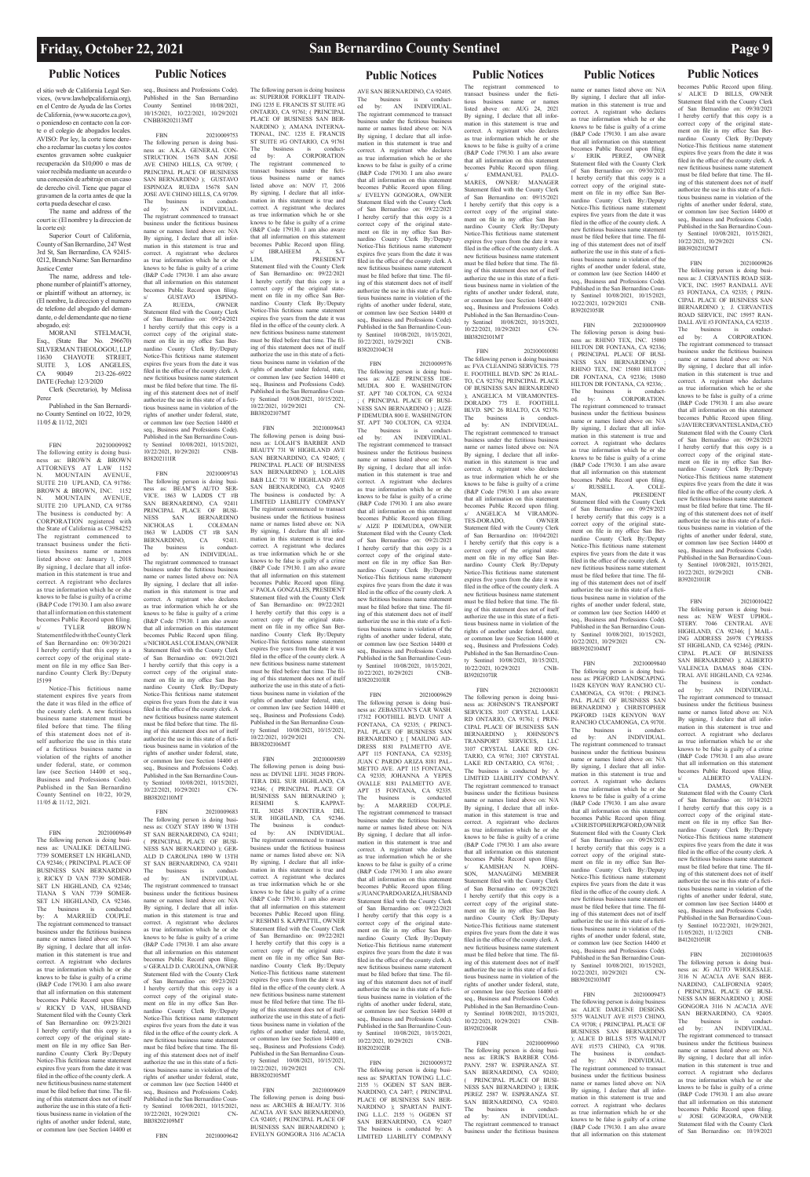el sitio web de California Legal Services, (www.lawhelpcalifornia.org), en el Centro de Ayuda de las Cortes de California, (www.sucorte.ca.gov), o poniendose en contacto con la corte o el colegio de abogados locales. AVISO: Por ley, la corte tiene derecho a reclamar las cuotas y los costos exentos gravamen sobre cualquier recuperacion de $10,000 o mas de vaior recibida mediante un aceurdo o una concesión de arbitraje en un caso de derecho civil. Tiene que pagar el gravamen de la corta antes de que la corta pueda desechar el caso.

The name and address of the court is: (El nombre y la direccion de la corte es):

Superior Court of California, County of San Bernardino, 247 West 3rd St, San Bernardino, CA 92415-0212, Branch Name: San Bernardino Justice Center

The name, address and telephone number of plaintiff's attorney, or plaintiff without an attorney, is: (El nombre, la direccion y el numero de telefono del abogado del demandante, o del demendante que no tiene abogado, es):

MORANI STELMACH, Esq. (State Bar No. 296670) SILVERMAN THEOLOGOU, LLP 11630 CHAYOTE STREET, SUITE 3, LOS ANGELES, CA 90049 213-226-6922

DATE (Fecha): 12/3/2020

Clerk (Secretario), by Melissa Perez

Published in the San Bernardino County Sentinel on 10/22, 10/29, 11/05 & 11/12, 2021

FBN 20210009982

The following entity is doing business as: BROWN & BROWN ATTORNEYS AT LAW 1152 N. MOUNTAIN AVENUE, SUITE 210 UPLAND, CA 91786: BROWN & BROWN, INC. 1152 N. MOUNTAIN AVENUE, SUITE 210 UPLAND, CA 91786

The business is conducted by: A CORPORATION registered with the State of California as C3984252

The registrant commenced to transact business under the fictitious business name or names listed above on: January 1, 2018

By signing, I declare that all information in this statement is true and correct. A registrant who declares as true information which he or she knows to be false is guilty of a crime (B&P Code 179130. I am also aware that all information on this statement becomes Public Record upon filing.

s/ TYLER BROWN

Statement filed with the County Clerk of San Bernardino on: 09/30/2021

I hereby certify that this copy is a correct copy of the original statement on file in my office San Bernardino County Clerk By:/Deputy I5199

Notice-This fictitious name statement expires five years from the date it was filed in the office of the county clerk. A new fictitious business name statement must be filed before that time. The filing of this statement does not of itself authorize the use in this state of a fictitious business name in violation of the rights of another under federal, state, or common law (see Section 14400 et seq., Business and Professions Code). Published in the San Bernardino County Sentinel on 10/22, 10/29, 11/05 & 11/12, 2021.

FBN 20210009649

The following person is doing business as: UNALIKE DETAILING. 7739 SOMERSET LN HIGHLAND, CA 92346; ( PRINCIPAL PLACE OF BUSINESS SAN BERNARDINO ); RICKY D VAN 7739 SOMERSET LN HIGHLAND, CA 92346; TIANA S VAN 7739 SOMERSET LN HIGHLAND, CA 92346.

The business is conducted by: A MARRIED COUPLE.

The registrant commenced to transact business under the fictitious business name or names listed above on: N/A

By signing, I declare that all information in this statement is true and correct. A registrant who declares as true information which he or she knows to be false is guilty of a crime (B&P Code 179130. I am also aware that all information on this statement becomes Public Record upon filing.

s/ RICKY D VAN, HUSBAND

Statement filed with the County Clerk of San Bernardino on: 09/23/2021

I hereby certify that this copy is a correct copy of the original statement on file in my office San Bernardino County Clerk By:/Deputy

Notice-This fictitious name statement expires five years from the date it was filed in the office of the county clerk. A new fictitious business name statement must be filed before that time. The filing of this statement does not of itself authorize the use in this state of a fictitious business name in violation of the rights of another under federal, state, or common law (see Section 14400 et seq., Business and Professions Code). Published in the San Bernardino County Sentinel 10/08/2021, 10/15/2021, 10/22/2021, 10/29/2021 CNBB38202113MT

FBN 20210009753

The following person is doing business as: A.K.A GENERAL CONSTRUCTION. 15678 SAN JOSE AVE CHINO HILLS, CA 91709; ( PRINCIPAL PLACE OF BUSINESS SAN BERNARDINO ); GUSTAVO ESPINOZA RUEDA 15678 SAN JOSE AVE CHINO HILLS, CA 91709.

The business is conducted by: AN INDIVIDUAL.

The registrant commenced to transact business under the fictitious business name or names listed above on: N/A

By signing, I declare that all information in this statement is true and correct. A registrant who declares as true information which he or she knows to be false is guilty of a crime (B&P Code 179130. I am also aware that all information on this statement becomes Public Record upon filing.

s/ GUSTAVO ESPINOZA RUEDA, OWNER

Statement filed with the County Clerk of San Bernardino on: 09/24/2021

I hereby certify that this copy is a correct copy of the original statement on file in my office San Bernardino County Clerk By:/Deputy

Notice-This fictitious name statement expires five years from the date it was filed in the office of the county clerk. A new fictitious business name statement must be filed before that time. The filing of this statement does not of itself authorize the use in this state of a fictitious business name in violation of the rights of another under federal, state, or common law (see Section 14400 et seq., Business and Professions Code). Published in the San Bernardino County Sentinel 10/08/2021, 10/15/2021, 10/22/2021, 10/29/2021 CNBB38202111IR

FBN 20210009743

The following person is doing business as: BEAM'S AUTO SERVICE. 1863 W LADDS CT #B SAN BERNARDINO, CA 92411; PRINCIPAL PLACE OF BUSINESS SAN BERNARDINO NICHOLAS L COLEMAN 1863 W LADDS CT #B SAN BERNARDINO, CA 92411.

The business is conducted by: AN INDIVIDUAL.

The registrant commenced to transact business under the fictitious business name or names listed above on: N/A

By signing, I declare that all information in this statement is true and correct. A registrant who declares as true information which he or she knows to be false is guilty of a crime (B&P Code 179130. I am also aware that all information on this statement becomes Public Record upon filing.

s/ NICHOLAS L COLEMAN, OWNER

Statement filed with the County Clerk of San Bernardino on: 09/23/2021

I hereby certify that this copy is a correct copy of the original statement on file in my office San Bernardino County Clerk By:/Deputy

Notice-This fictitious name statement expires five years from the date it was filed in the office of the county clerk. A new fictitious business name statement must be filed before that time. The filing of this statement does not of itself authorize the use in this state of a fictitious business name in violation of the rights of another under federal, state, or common law (see Section 14400 et seq., Business and Professions Code). Published in the San Bernardino County Sentinel 10/08/2021, 10/15/2021, 10/22/2021, 10/29/2021 CNBB38202110MT

FBN 20210009683

The following person is doing business as: COZY STAY 1890 W 13TH ST SAN BERNARDINO, CA 92411; ( PRINCIPAL PLACE OF BUSINESS SAN BERNARDINO ); GERALD D CAROLINA 1890 W 13TH ST SAN BERNARDINO, CA 92411

The business is conducted by: AN INDIVIDUAL.

The registrant commenced to transact business under the fictitious business name or names listed above on: N/A

By signing, I declare that all information in this statement is true and correct. A registrant who declares as true information which he or she knows to be false is guilty of a crime (B&P Code 179130. I am also aware that all information on this statement becomes Public Record upon filing.

s/ GERALD D. CAROLINA, OWNER

Statement filed with the County Clerk of San Bernardino on: 09/23/2021

I hereby certify that this copy is a correct copy of the original statement on file in my office San Bernardino County Clerk By:/Deputy

Notice-This fictitious name statement expires five years from the date it was filed in the office of the county clerk. A new fictitious business name statement must be filed before that time. The filing of this statement does not of itself authorize the use in this state of a fictitious business name in violation of the rights of another under federal, state, or common law (see Section 14400 et seq., Business and Professions Code). Published in the San Bernardino County Sentinel 10/08/2021, 10/15/2021, 10/22/2021, 10/29/2021 CNBB38202109MT

FBN 20210009642

The following person is doing business as: SUPERIOR FORKLIFT TRAINING 1235 E. FRANCIS ST SUITE #G ONTARIO, CA 91761; ( PRINCIPAL PLACE OF BUSINESS SAN BERNARDINO ); AMANA INTERNATIONAL, INC. 1235 E. FRANCIS ST SUITE #G ONTARIO, CA 91761

The business is conducted by: A CORPORATION

The registrant commenced to transact business under the fictitious business name or names listed above on: NOV 17, 2016

By signing, I declare that all information in this statement is true and correct. A registrant who declares as true information which he or she knows to be false is guilty of a crime (B&P Code 179130. I am also aware that all information on this statement becomes Public Record upon filing.

s/ IBRAHEEM A SALIM, PRESIDENT

Statement filed with the County Clerk of San Bernardino on: 09/22/2021

I hereby certify that this copy is a correct copy of the original statement on file in my office San Bernardino County Clerk By:/Deputy

Notice-This fictitious name statement expires five years from the date it was filed in the office of the county clerk. A new fictitious business name statement must be filed before that time. The filing of this statement does not of itself authorize the use in this state of a fictitious business name in violation of the rights of another under federal, state, or common law (see Section 14400 et seq., Business and Professions Code). Published in the San Bernardino County Sentinel 10/08/2021, 10/15/2021, 10/22/2021, 10/29/2021 CNBB38202107MT

FBN 20210009643

The following person is doing business as: LOLAH'S BARBER AND BEAUTY 731 W HIGHLAND AVE SAN BERNARDINO, CA 92405; ( PRINCIPAL PLACE OF BUSINESS SAN BERNARDINO ); LOLAHS B&B LLC 731 W HIGHLAND AVE SAN BERNARDINO, CA 92405

The business is conducted by: A LIMITED LIABILITY COMPANY

The registrant commenced to transact business under the fictitious business name or names listed above on: N/A

By signing, I declare that all information in this statement is true and correct. A registrant who declares as true information which he or she knows to be false is guilty of a crime (B&P Code 179130. I am also aware that all information on this statement becomes Public Record upon filing.

s/ PAOLA GONZALES, PRESIDENT

Statement filed with the County Clerk of San Bernardino on: 09/22/2021

I hereby certify that this copy is a correct copy of the original statement on file in my office San Bernardino County Clerk By:/Deputy

Notice-This fictitious name statement expires five years from the date it was filed in the office of the county clerk. A new fictitious business name statement must be filed before that time. The filing of this statement does not of itself authorize the use in this state of a fictitious business name in violation of the rights of another under federal, state, or common law (see Section 14400 et seq., Business and Professions Code). Published in the San Bernardino County Sentinel 10/08/2021, 10/15/2021, 10/22/2021, 10/29/2021 CNBB38202106MT

FBN 20210009589

The following person is doing business as: DIVINE LIFE. 30245 FRONTERA DEL SUR HIGHLAND, CA 92346; ( PRINCIPAL PLACE OF BUSINESS SAN BERNARDINO ); RESHMI S KAPPATTIL 30245 FRONTERA DEL SUR HIGHLAND, CA 92346.

The business is conducted by: AN INDIVIDUAL.

The registrant commenced to transact business under the fictitious business name or names listed above on: N/A

By signing, I declare that all information in this statement is true and correct. A registrant who declares as true information which he or she knows to be false is guilty of a crime (B&P Code 179130. I am also aware that all information on this statement becomes Public Record upon filing.

s/ RESHMI S KAPPATTIL, OWNER

Statement filed with the County Clerk of San Bernardino on: 09/22/2021

I hereby certify that this copy is a correct copy of the original statement on file in my office San Bernardino County Clerk By:/Deputy

Notice-This fictitious name statement expires five years from the date it was filed in the office of the county clerk. A new fictitious business name statement must be filed before that time. The filing of this statement does not of itself authorize the use in this state of a fictitious business name in violation of the rights of another under federal, state, or common law (see Section 14400 et seq., Business and Professions Code). Published in the San Bernardino County Sentinel 10/08/2021, 10/15/2021, 10/22/2021, 10/29/2021 CNBB38202105MT

FBN 20210009609

The following person is doing business as: ARCHES & BEAUTY. 3116 ACACIA AVE SAN BERNARDINO, CA 92405; ( PRINCIPAL PLACE OF BUSINESS SAN BERNARDINO ); EVELYN GONGORA 3116 ACACIA AVE SAN BERNARDINO, CA 92405.

The business is conducted by: AN INDIVIDUAL.

The registrant commenced to transact business under the fictitious business name or names listed above on: N/A

By signing, I declare that all information in this statement is true and correct. A registrant who declares as true information which he or she knows to be false is guilty of a crime (B&P Code 179130. I am also aware that all information on this statement becomes Public Record upon filing.

s/ EVELYN GONGORA, OWNER

Statement filed with the County Clerk of San Bernardino on: 09/22/2021

I hereby certify that this copy is a correct copy of the original statement on file in my office San Bernardino County Clerk By:/Deputy

Notice-This fictitious name statement expires five years from the date it was filed in the office of the county clerk. A new fictitious business name statement must be filed before that time. The filing of this statement does not of itself authorize the use in this state of a fictitious business name in violation of the rights of another under federal, state, or common law (see Section 14400 et seq., Business and Professions Code). Published in the San Bernardino County Sentinel 10/08/2021, 10/15/2021, 10/22/2021, 10/29/2021 CNBB38202104CH

FBN 20210009576

The following person is doing business as: AIZE PRINCESS IDEMUDIA. 800 E. WASHINGTON ST. APT 740 COLTON, CA 92324; ( PRINCIPAL PLACE OF BUSINESS SAN BERNARDINO ); AIZE P IDEMUDIA 800 E. WASHINGTON ST. APT 740 COLTON, CA 92324.

The business is conducted by: AN INDIVIDUAL.

The registrant commenced to transact business under the fictitious business name or names listed above on: N/A

By signing, I declare that all information in this statement is true and correct. A registrant who declares as true information which he or she knows to be false is guilty of a crime (B&P Code 179130. I am also aware that all information on this statement becomes Public Record upon filing.

s/ AIZE P IDEMUDIA, OWNER

Statement filed with the County Clerk of San Bernardino on: 09/21/2021

I hereby certify that this copy is a correct copy of the original statement on file in my office San Bernardino County Clerk By:/Deputy

Notice-This fictitious name statement expires five years from the date it was filed in the office of the county clerk. A new fictitious business name statement must be filed before that time. The filing of this statement does not of itself authorize the use in this state of a fictitious business name in violation of the rights of another under federal, state, or common law (see Section 14400 et seq., Business and Professions Code). Published in the San Bernardino County Sentinel 10/08/2021, 10/15/2021, 10/22/2021, 10/29/2021 CNBB38202103IR

FBN 20210009629

The following person is doing business as: ZEBASTIAN'S CAR WASH. 17312 FOOTHILL BLVD UNIT A FONTANA, CA 92335; ( PRINCIPAL PLACE OF BUSINESS SAN BERNARDINO ); [ MAILING ADDRESS 8181 PALMETTO AVE. APT 115 FONTANA, CA 92335]; JUAN C PARDO ARIZA 8181 PALMETTO AVE. APT 115 FONTANA, CA 92335; JOHANNA A YEPES OVALLE 8181 PALMETTO AVE. APT 115 FONTANA, CA 92335.

The business is conducted by: A MARRIED COUPLE.

The registrant commenced to transact business under the fictitious business name or names listed above on: N/A

By signing, I declare that all information in this statement is true and correct. A registrant who declares as true information which he or she knows to be false is guilty of a crime (B&P Code 179130. I am also aware that all information on this statement becomes Public Record upon filing.

s/ JUANCPARDOARIZA, HUSBAND

Statement filed with the County Clerk of San Bernardino on: 09/22/2021

I hereby certify that this copy is a correct copy of the original statement on file in my office San Bernardino County Clerk By:/Deputy

Notice-This fictitious name statement expires five years from the date it was filed in the office of the county clerk. A new fictitious business name statement must be filed before that time. The filing of this statement does not of itself authorize the use in this state of a fictitious business name in violation of the rights of another under federal, state, or common law (see Section 14400 et seq., Business and Professions Code). Published in the San Bernardino County Sentinel 10/08/2021, 10/15/2021, 10/22/2021, 10/29/2021 CNBB38202102IR

FBN 20210009372

The following person is doing business as: SPARTAN TOWING L.L.C. 2155 ½ OGDEN ST SAN BERNARDINO, CA 2407; ( PRINCIPAL PLACE OF BUSINESS SAN BERNARDINO ); SPARTAN PAINTING L.L.C. 2155 ½ OGDEN ST SAN BERNARDINO, CA 92407

The business is conducted by: A LIMITED LIABILITY COMPANY

The registrant commenced to transact business under the fictitious business name or names listed above on: AUG 24, 2021

By signing, I declare that all information in this statement is true and correct. A registrant who declares as true information which he or she knows to be false is guilty of a crime (B&P Code 179130. I am also aware that all information on this statement becomes Public Record upon filing.

s/ EMMANUEL PALOMARES, OWNER/ MANAGER

Statement filed with the County Clerk of San Bernardino on: 09/15/2021

I hereby certify that this copy is a correct copy of the original statement on file in my office San Bernardino County Clerk By:/Deputy

Notice-This fictitious name statement expires five years from the date it was filed in the office of the county clerk. A new fictitious business name statement must be filed before that time. The filing of this statement does not of itself authorize the use in this state of a fictitious business name in violation of the rights of another under federal, state, or common law (see Section 14400 et seq., Business and Professions Code). Published in the San Bernardino County Sentinel 10/08/2021, 10/15/2021, 10/22/2021, 10/29/2021 CNBB38202101MT

FBN 20210010081

The following person is doing business as: FVA CLEANING SERVICES. 775 E. FOOTHILL BLVD. SPC 26 RIALTO, CA 92376; ( PRINCIPAL PLACE OF BUSINESS SAN BERNARDINO ); ANGELICA M VIRAMONTESDORADO 775 E. FOOTHILL BLVD. SPC 26 RIALTO, CA 92376.

The business is conducted by: AN INDIVIDUAL.

The registrant commenced to transact business under the fictitious business name or names listed above on: N/A

By signing, I declare that all information in this statement is true and correct. A registrant who declares as true information which he or she knows to be false is guilty of a crime (B&P Code 179130. I am also aware that all information on this statement becomes Public Record upon filing.

s/ ANGELICA M VIRAMONTES-DORADO, OWNER

Statement filed with the County Clerk of San Bernardino on: 10/04/2021

I hereby certify that this copy is a correct copy of the original statement on file in my office San Bernardino County Clerk By:/Deputy

Notice-This fictitious name statement expires five years from the date it was filed in the office of the county clerk. A new fictitious business name statement must be filed before that time. The filing of this statement does not of itself authorize the use in this state of a fictitious business name in violation of the rights of another under federal, state, or common law (see Section 14400 et seq., Business and Professions Code). Published in the San Bernardino County Sentinel 10/08/2021, 10/15/2021, 10/22/2021, 10/29/2021 CNBB39202107IR

FBN 20210010831

The following person is doing business as: JOHNSON'S TRANSPORT SERVICES. 3107 CRYSTAL LAKE RD ONTARIO, CA 91761; ( PRINCIPAL PLACE OF BUSINESS SAN BERNARDINO ); JOHNSON'S TRANSPORT SERVICES, LLC 3107 CRYSTAL LAKE RD ONTARIO, CA 91761; 3107 CRYSTAL LAKE RD ONTARIO, CA 91761; .

The business is conducted by: A LIMITED LIABILITY COMPANY.

The registrant commenced to transact business under the fictitious business name or names listed above on: N/A

By signing, I declare that all information in this statement is true and correct. A registrant who declares as true information which he or she knows to be false is guilty of a crime (B&P Code 179130. I am also aware that all information on this statement becomes Public Record upon filing.

s/ KAMESHIAN N. JOHNSON, MANAGING MEMBER

Statement filed with the County Clerk of San Bernardino on: 09/28/2021

I hereby certify that this copy is a correct copy of the original statement on file in my office San Bernardino County Clerk By:/Deputy

Notice-This fictitious name statement expires five years from the date it was filed in the office of the county clerk. A new fictitious business name statement must be filed before that time. The filing of this statement does not of itself authorize the use in this state of a fictitious business name in violation of the rights of another under federal, state, or common law (see Section 14400 et seq., Business and Professions Code). Published in the San Bernardino County Sentinel 10/08/2021, 10/15/2021, 10/22/2021, 10/29/2021 CNBB39202106IR

FBN 20210009960

The following person is doing business as: ERIK'S BARBER COMPANY. 2587 W. ESPERANZA ST. SAN BERNARDINO, CA 92410; ( PRINCIPAL PLACE OF BUSINESS SAN BERNARDINO ); ERIK PEREZ 2587 W. ESPERANZA ST. SAN BERNARDINO, CA 92410.

The business is conducted by: AN INDIVIDUAL.

The registrant commenced to transact business under the fictitious business name or names listed above on: N/A

By signing, I declare that all information in this statement is true and correct. A registrant who declares as true information which he or she knows to be false is guilty of a crime (B&P Code 179130. I am also aware that all information on this statement becomes Public Record upon filing.

s/ ERIK PEREZ, OWNER

Statement filed with the County Clerk of San Bernardino on: 09/30/2021

I hereby certify that this copy is a correct copy of the original statement on file in my office San Bernardino County Clerk By:/Deputy

Notice-This fictitious name statement expires five years from the date it was filed in the office of the county clerk. A new fictitious business name statement must be filed before that time. The filing of this statement does not of itself authorize the use in this state of a fictitious business name in violation of the rights of another under federal, state, or common law (see Section 14400 et seq., Business and Professions Code). Published in the San Bernardino County Sentinel 10/08/2021, 10/15/2021, 10/22/2021, 10/29/2021 CNBB39202105IR

FBN 20210009909

The following person is doing business as: RHINO TEX, INC. 15080 HILTON DR FONTANA, CA 92336; ( PRINCIPAL PLACE OF BUSINESS SAN BERNARDINO ); RHINO TEX, INC 15080 HILTON DR FONTANA, CA 92336; 15080 HILTON DR FONTANA, CA 92336; .

The business is conducted by: A CORPORATION.

The registrant commenced to transact business under the fictitious business name or names listed above on: N/A

By signing, I declare that all information in this statement is true and correct. A registrant who declares as true information which he or she knows to be false is guilty of a crime (B&P Code 179130. I am also aware that all information on this statement becomes Public Record upon filing.

s/ RUSSELL A. COLEMAN, PRESIDENT

Statement filed with the County Clerk of San Bernardino on: 09/29/2021

I hereby certify that this copy is a correct copy of the original statement on file in my office San Bernardino County Clerk By:/Deputy

Notice-This fictitious name statement expires five years from the date it was filed in the office of the county clerk. A new fictitious business name statement must be filed before that time. The filing of this statement does not of itself authorize the use in this state of a fictitious business name in violation of the rights of another under federal, state, or common law (see Section 14400 et seq., Business and Professions Code). Published in the San Bernardino County Sentinel 10/08/2021, 10/15/2021, 10/22/2021, 10/29/2021 CNBB39202104MT

FBN 20210009840

The following person is doing business as: PIGFORD LANDSCAPING. 11428 KEYON WAY RANCHO CUCAMONGA, CA 91701; ( PRINCIPAL PLACE OF BUSINESS SAN BERNARDINO ); CHRISTOPHER PIGFORD 11428 KENYON WAY RANCHO CUCAMONGA, CA 91701.

The business is conducted by: AN INDIVIDUAL.

The registrant commenced to transact business under the fictitious business name or names listed above on: N/A

By signing, I declare that all information in this statement is true and correct. A registrant who declares as true information which he or she knows to be false is guilty of a crime (B&P Code 179130. I am also aware that all information on this statement becomes Public Record upon filing.

s/ CHRISTOPHERPIGFORD, OWNER

Statement filed with the County Clerk of San Bernardino on: 09/28/2021

I hereby certify that this copy is a correct copy of the original statement on file in my office San Bernardino County Clerk By:/Deputy

Notice-This fictitious name statement expires five years from the date it was filed in the office of the county clerk. A new fictitious business name statement must be filed before that time. The filing of this statement does not of itself authorize the use in this state of a fictitious business name in violation of the rights of another under federal, state, or common law (see Section 14400 et seq., Business and Professions Code). Published in the San Bernardino County Sentinel 10/08/2021, 10/15/2021, 10/22/2021, 10/29/2021 CNBB39202103MT

FBN 20210009473

The following person is doing business as: ALICE DARLENE DESIGNS. 5375 WALNUT AVE #1573 CHINO, CA 91708; ( PRINCIPAL PLACE OF BUSINESS SAN BERNARDINO ); ALICE D BILLS 5375 WALNUT AVE #1573 CHINO, CA 91708.

The business is conducted by: AN INDIVIDUAL.

The registrant commenced to transact business under the fictitious business name or names listed above on: N/A

By signing, I declare that all information in this statement is true and correct. A registrant who declares as true information which he or she knows to be false is guilty of a crime (B&P Code 179130. I am also aware that all information on this statement becomes Public Record upon filing.

s/ ALICE D BILLS, OWNER

Statement filed with the County Clerk of San Bernardino on: 09/30/2021

I hereby certify that this copy is a correct copy of the original statement on file in my office San Bernardino County Clerk By:/Deputy

Notice-This fictitious name statement expires five years from the date it was filed in the office of the county clerk. A new fictitious business name statement must be filed before that time. The filing of this statement does not of itself authorize the use in this state of a fictitious business name in violation of the rights of another under federal, state, or common law (see Section 14400 et seq., Business and Professions Code). Published in the San Bernardino County Sentinel 10/08/2021, 10/15/2021, 10/22/2021, 10/29/2021 CNBB39202102MT

FBN 20210009826

The following person is doing business as: J. CERVANTES ROAD SERVICE, INC. 15957 RANDALL AVE #3 FONTANA, CA 92335; ( PRINCIPAL PLACE OF BUSINESS SAN BERNARDINO ); J. CERVANTES ROAD SERVICE, INC 15957 RANDALL AVE #3 FONTANA, CA 92335.

The business is conducted by: A CORPORATION.

The registrant commenced to transact business under the fictitious business name or names listed above on: N/A

By signing, I declare that all information in this statement is true and correct. A registrant who declares as true information which he or she knows to be false is guilty of a crime (B&P Code 179130. I am also aware that all information on this statement becomes Public Record upon filing.

s/ JAVIER CERVANTES LANDA, CEO

Statement filed with the County Clerk of San Bernardino on: 09/28/2021

I hereby certify that this copy is a correct copy of the original statement on file in my office San Bernardino County Clerk By:/Deputy

Notice-This fictitious name statement expires five years from the date it was filed in the office of the county clerk. A new fictitious business name statement must be filed before that time. The filing of this statement does not of itself authorize the use in this state of a fictitious business name in violation of the rights of another under federal, state, or common law (see Section 14400 et seq., Business and Professions Code). Published in the San Bernardino County Sentinel 10/08/2021, 10/15/2021, 10/22/2021, 10/29/2021 CNBB39202101IR

FBN 20210010422

The following person is doing business as: NEW WEST UPHOLSTERY. 7046 CENTRAL AVE HIGHLAND, CA 92346; [ MAILING ADDRESS 26978 CYPRESS ST HIGHLAND, CA 92346]; (PRINCIPAL PLACE OF BUSINESS SAN BERNARDINO ); ALBERTO VALENCIA DAMAS 8046 CENTRAL AVE HIGHLAND, CA 92346.

The business is conducted by: AN INDIVIDUAL.

The registrant commenced to transact business under the fictitious business name or names listed above on: N/A

By signing, I declare that all information in this statement is true and correct. A registrant who declares as true information which he or she knows to be false is guilty of a crime (B&P Code 179130. I am also aware that all information on this statement becomes Public Record upon filing.

s/ ALBERTO VALENCIA DAMAS, OWNER

Statement filed with the County Clerk of San Bernardino on: 10/14/2021

I hereby certify that this copy is a correct copy of the original statement on file in my office San Bernardino County Clerk By:/Deputy

Notice-This fictitious name statement expires five years from the date it was filed in the office of the county clerk. A new fictitious business name statement must be filed before that time. The filing of this statement does not of itself authorize the use in this state of a fictitious business name in violation of the rights of another under federal, state, or common law (see Section 14400 et seq., Business and Professions Code). Published in the San Bernardino County Sentinel 10/22/2021, 10/29/2021, 11/05/2021, 11/12/2021 CNBB41202105IR

FBN 20210010635

The following person is doing business as: RG AUTO WHOLESALE. 3116 N ACACIA AVE SAN BERNARDINO, CALIFORNIA 92405; ( PRINCIPAL PLACE OF BUSINESS SAN BERNARDINO ); JOSE GONGORA 3116 N ACACIA AVE SAN BERNARDINO, CA 92405.

The business is conducted by: AN INDIVIDUAL.

The registrant commenced to transact business under the fictitious business name or names listed above on: N/A

By signing, I declare that all information in this statement is true and correct. A registrant who declares as true information which he or she knows to be false is guilty of a crime (B&P Code 179130. I am also aware that all information on this statement becomes Public Record upon filing.

s/ JOSE GONGORA, OWNER

Statement filed with the County Clerk of San Bernardino on: 10/19/2021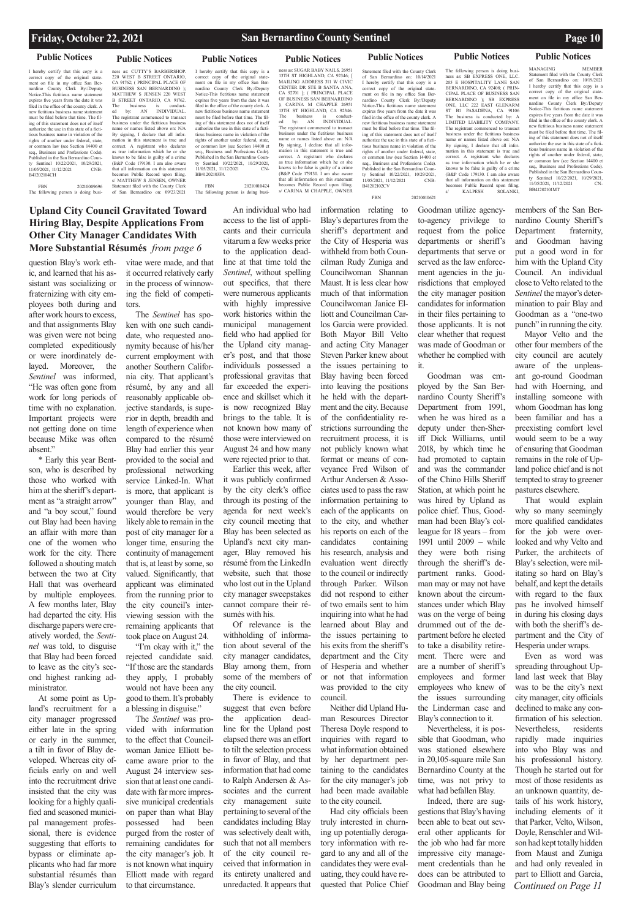## Public Notices

I hereby certify that this copy is a correct copy of the original statement on file in my office San Bernardino County Clerk By:/Deputy Notice-This fictitious name statement expires five years from the date it was filed in the office of the county clerk. A new fictitious business name statement must be filed before that time. The filing of this statement does not of itself authorize the use in this state of a fictitious business name in violation of the rights of another under federal, state, or common law (see Section 14400 et seq., Business and Professions Code). Published in the San Bernardino County Sentinel 10/22/2021, 10/29/2021, 11/05/2021, 11/12/2021 CNB-B41202104CH

FBN 20210009696
The following person is doing business as: CUTTY'S BARBERSHOP. 220 WEST B STREET ONTARIO, CA 91762; ( PRINCIPAL PLACE OF BUSINESS SAN BERNARDINO ); MATTHEW S JENSEN 220 WEST B STREET ONTARIO, CA 91762. The business is conducted by: AN INDIVIDUAL. The registrant commenced to transact business under the fictitious business name or names listed above on: N/A By signing, I declare that all information in this statement is true and correct. A registrant who declares as true information which he or she knows to be false is guilty of a crime (B&P Code 179130. I am also aware that all information on this statement becomes Public Record upon filing. s/ MATTHEW S JENSEN, OWNER Statement filed with the County Clerk of San Bernardino on: 09/23/2021

I hereby certify that this copy is a correct copy of the original statement on file in my office San Bernardino County Clerk By:/Deputy Notice-This fictitious name statement expires five years from the date it was filed in the office of the county clerk. A new fictitious business name statement must be filed before that time. The filing of this statement does not of itself authorize the use in this state of a fictitious business name in violation of the rights of another under federal, state, or common law (see Section 14400 et seq., Business and Professions Code). Published in the San Bernardino County Sentinel 10/22/2021, 10/29/2021, 11/05/2021, 11/12/2021 CN-BB41202103FA

FBN 20210010424
The following person is doing business as: SUGAR BABY NAILS. 26951 13TH ST HIGHLAND, CA 92346; [ MAILING ADDRESS 311 W CIVIC CENTER DR STE B SANTA ANA, CA 92701 ]; ( PRINCIPAL PLACE OF BUSINESS SAN BERNARDINO ); CARINA M CHAPPLE 26951 13TH ST HIGHLAND, CA 92346. The business is conducted by: AN INDIVIDUAL. The registrant commenced to transact business under the fictitious business name or names listed above on: N/A By signing, I declare that all information in this statement is true and correct. A registrant who declares as true information which he or she knows to be false is guilty of a crime (B&P Code 179130. I am also aware that all information on this statement becomes Public Record upon filing. s/ CARINA M CHAPPLE, OWNER Statement filed with the County Clerk of San Bernardino on: 10/14/2021

I hereby certify that this copy is a correct copy of the original statement on file in my office San Bernardino County Clerk By:/Deputy Notice-This fictitious name statement expires five years from the date it was filed in the office of the county clerk. A new fictitious business name statement must be filed before that time. The filing of this statement does not of itself authorize the use in this state of a fictitious business name in violation of the rights of another under federal, state, or common law (see Section 14400 et seq., Business and Professions Code). Published in the San Bernardino County Sentinel 10/22/2021, 10/29/2021, 11/05/2021, 11/12/2021 CNB-B41202102CV

FBN 20210010621
The following person is doing business as: SB EXPRESS ONE, LLC. 205 E HOSPITALITY LANE SAN BERNARDINO, CA 92408; ( PRINCIPAL PLACE OF BUSINESS SAN BERNARDINO ); SB EXPRESS ONE, LLC 222 EAST GLENARM ST B1 PASADENA, CA 91106 The business is conducted by: A LIMITED LIABILITY COMPANY. The registrant commenced to transact business under the fictitious business name or names listed above on: N/A By signing, I declare that all information in this statement is true and correct. A registrant who declares as true information which he or she knows to be false is guilty of a crime (B&P Code 179130. I am also aware that all information on this statement becomes Public Record upon filing. s/ KALPESH SOLANKI, MANAGING MEMBER Statement filed with the County Clerk of San Bernardino on: 10/19/2021 I hereby certify that this copy is a correct copy of the original statement on file in my office San Bernardino County Clerk By:/Deputy Notice-This fictitious name statement expires five years from the date it was filed in the office of the county clerk. A new fictitious business name statement must be filed before that time. The filing of this statement does not of itself authorize the use in this state of a fictitious business name in violation of the rights of another under federal, state, or common law (see Section 14400 et seq., Business and Professions Code). Published in the San Bernardino County Sentinel 10/22/2021, 10/29/2021, 11/05/2021, 11/12/2021 CN-BB41202101MT

## Upland City Council Gravitated Toward Hiring Blay, Despite Applications From Other City Manager Candidates With More Substantial Résumés *from page 6*

question Blay's work ethic, and learned that his assistant was socializing or fraternizing with city employees both during and after work hours to excess, and that assignments Blay was given were not being completed expeditiously or were inordinately delayed. Moreover, the *Sentinel* was informed, "He was often gone from work for long periods of time with no explanation. Important projects were not getting done on time because Mike was often absent."

* Early this year Bentson, who is described by those who worked with him at the sheriff's department as "a straight arrow" and "a boy scout," found out Blay had been having an affair with more than one of the women who work for the city. There followed a shouting match between the two at City Hall that was overheard by multiple employees. A few months later, Blay had departed the city. His discharge papers were creatively worded, the *Sentinel* was told, to disguise that Blay had been forced to leave as the city's second highest ranking administrator.

At some point as Upland's recruitment for a city manager progressed either late in the spring or early in the summer, a tilt in favor of Blay developed. Whereas city officials early on and well into the recruitment drive insisted that the city was looking for a highly qualified and seasoned municipal management professional, there is evidence suggesting that efforts to bypass or eliminate applicants who had far more substantial résumés than Blay's slender curriculum vitae were made, and that it occurred relatively early in the process of winnowing the field of competitors.

The *Sentinel* has spoken with one such candidate, who requested anonymity because of his/her current employment with another Southern California city. That applicant's résumé, by any and all reasonably applicable objective standards, is superior in depth, breadth and length of experience when compared to the résumé Blay had earlier this year provided to the social and professional networking service Linked-In. What is more, that applicant is younger than Blay, and would therefore be very likely able to remain in the post of city manager for a longer time, ensuring the continuity of management that is, at least by some, so valued. Significantly, that applicant was eliminated from the running prior to the city council's interviewing session with the remaining applicants that took place on August 24.

"I'm okay with it," the rejected candidate said. "If those are the standards they apply, I probably would not have been any good to them. It's probably a blessing in disguise."

The *Sentinel* was provided with information to the effect that Councilwoman Janice Elliott became aware prior to the August 24 interview session that at least one candidate with far more impressive municipal credentials on paper than what Blay possessed had been purged from the roster of remaining candidates for the city manager's job. It is not known what inquiry Elliott made with regard to that circumstance.

An individual who had access to the list of applicants and their curricula vitarum a few weeks prior to the application deadline at that time told the *Sentinel*, without spelling out specifics, that there were numerous applicants with highly impressive work histories within the municipal management field who had applied for the Upland city manager's post, and that those individuals possessed a professional gravitas that far exceeded the experience and skillset which it is now recognized Blay brings to the table. It is not known how many of those were interviewed on August 24 and how many were rejected prior to that.

Earlier this week, after it was publicly confirmed by the city clerk's office through its posting of the agenda for next week's city council meeting that Blay has been selected as Upland's next city manager, Blay removed his résumé from the LinkedIn website, such that those who lost out in the Upland city manager sweepstakes cannot compare their résumés with his.

Of relevance is the withholding of information about several of the city manager candidates, Blay among them, from some of the members of the city council.

There is evidence to suggest that even before the application deadline for the Upland post elapsed there was an effort to tilt the selection process in favor of Blay, and that information that had come to Ralph Andersen & Associates and the current city management suite pertaining to several of the candidates including Blay was selectively dealt with, such that not all members of the city council received that information in its entirety unaltered and unredacted. It appears that information relating to Blay's departures from the sheriff's department and the City of Hesperia was withheld from both Councilman Rudy Zuniga and Councilwoman Shannan Maust. It is less clear how much of that information Councilwoman Janice Elliott and Councilman Carlos Garcia were provided. Both Mayor Bill Velto and acting City Manager Steven Parker knew about the issues pertaining to Blay having been forced into leaving the positions he held with the department and the city. Because of the confidentiality restrictions surrounding the recruitment process, it is not publicly known what format or means of conveyance Fred Wilson of Arthur Andersen & Associates used to pass the raw information pertaining to each of the applicants on to the city, and whether his reports on each of the candidates containing his research, analysis and evaluation went directly to the council or indirectly through Parker. Wilson did not respond to either of two emails sent to him inquiring into what he had learned about Blay and the issues pertaining to his exits from the sheriff's department and the City of Hesperia and whether or not that information was provided to the city council.

Neither did Upland Human Resources Director Theresa Doyle respond to inquiries with regard to what information obtained by her department pertaining to the candidates for the city manager's job had been made available to the city council.

Had city officials been truly interested in churning up potentially derogatory information with regard to any and all of the candidates they were evaluating, they could have requested that Police Chief Goodman utilize agency-to-agency privilege to request from the police departments or sheriff's departments that serve or served as the law enforcement agencies in the jurisdictions that employed the city manager position candidates for information in their files pertaining to those applicants. It is not clear whether that request was made of Goodman or whether he complied with it.

Goodman was employed by the San Bernardino County Sheriff's Department from 1991, when he was hired as a deputy under then-Sheriff Dick Williams, until 2018, by which time he had promoted to captain and was the commander of the Chino Hills Sheriff Station, at which point he was hired by Upland as police chief. Thus, Goodman had been Blay's colleague for 18 years – from 1991 until 2009 – while they were both rising through the sheriff's department ranks. Goodman may or may not have known about the circumstances under which Blay was on the verge of being drummed out of the department before he elected to take a disability retirement. There were and are a number of sheriff's employees and former employees who knew of the issues surrounding the Linderman case and Blay's connection to it.

Nevertheless, it is possible that Goodman, who was stationed elsewhere in 20,105-square mile San Bernardino County at the time, was not privy to what had befallen Blay.

Indeed, there are suggestions that Blay's having been able to beat out several other applicants for the job who had far more impressive city management credentials than he does can be attributed to Goodman and Blay being members of the San Bernardino County Sheriff's Department fraternity, and Goodman having put a good word in for him with the Upland City Council. An individual close to Velto related to the *Sentinel* the mayor's determination to pair Blay and Goodman as a "one-two punch" in running the city.

Mayor Velto and the other four members of the city council are acutely aware of the unpleasant go-round Goodman had with Hoerning, and installing someone with whom Goodman has long been familiar and has a preexisting comfort level would seem to be a way of ensuring that Goodman remains in the role of Upland police chief and is not tempted to stray to greener pastures elsewhere.

That would explain why so many seemingly more qualified candidates for the job were overlooked and why Velto and Parker, the architects of Blay's selection, were militating so hard on Blay's behalf, and kept the details with regard to the faux pas he involved himself in during his closing days with both the sheriff's department and the City of Hesperia under wraps.

Even as word was spreading throughout Upland last week that Blay was to be the city's next city manager, city officials declined to make any confirmation of his selection. Nevertheless, residents rapidly made inquiries into who Blay was and his professional history. Though he started out for most of those residents as an unknown quantity, details of his work history, including elements of it that Parker, Velto, Wilson, Doyle, Renschler and Wilson had kept totally hidden from Maust and Zuniga and had only revealed in part to Elliott and Garcia,

*Continued on Page 11*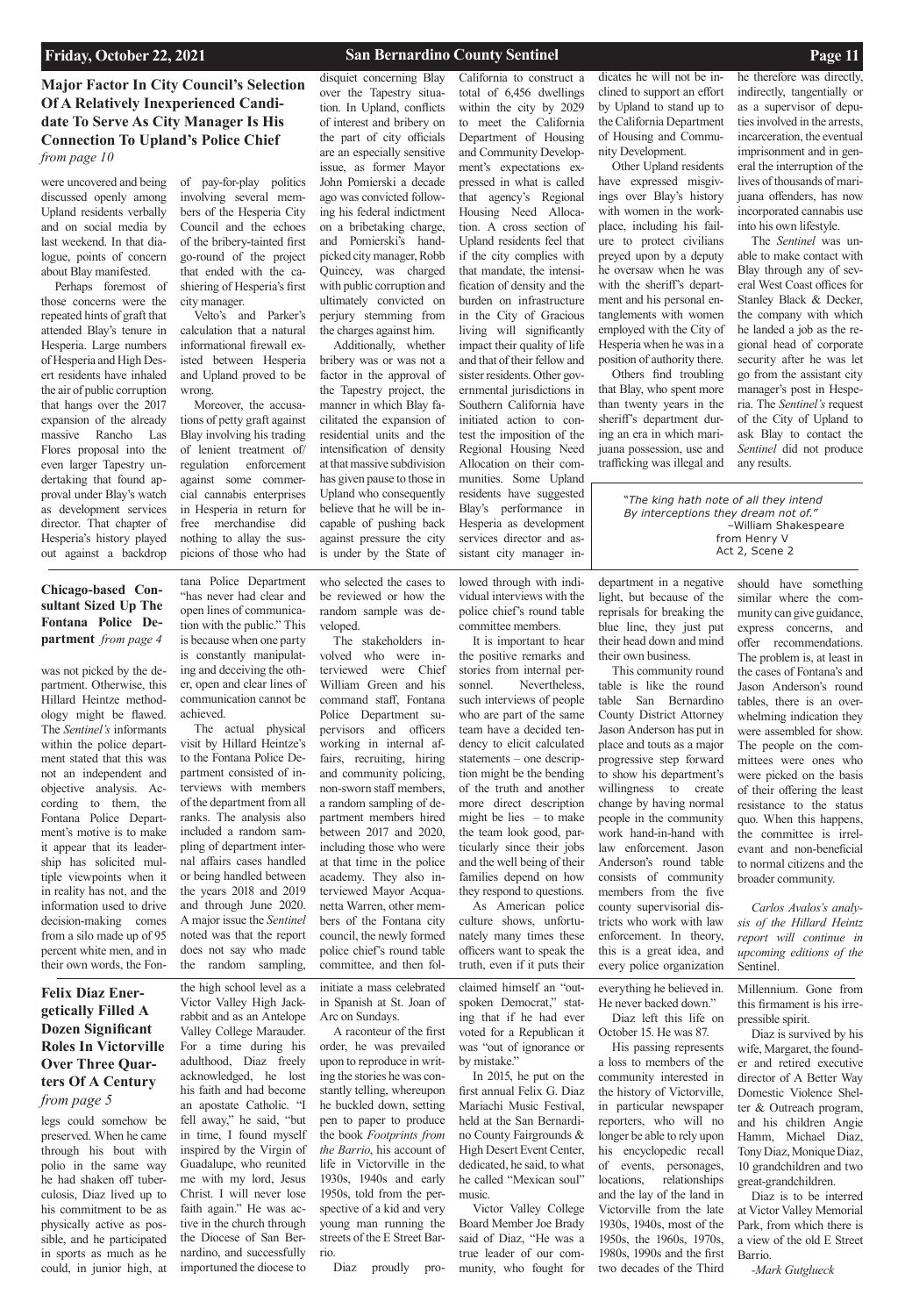## Major Factor In City Council's Selection Of A Relatively Inexperienced Candidate To Serve As City Manager Is His Connection To Upland's Police Chief

*from page 10*

were uncovered and being discussed openly among Upland residents verbally and on social media by last weekend. In that dialogue, points of concern about Blay manifested.

Perhaps foremost of those concerns were the repeated hints of graft that attended Blay's tenure in Hesperia. Large numbers of Hesperia and High Desert residents have inhaled the air of public corruption that hangs over the 2017 expansion of the already massive Rancho Las Flores proposal into the even larger Tapestry undertaking that found approval under Blay's watch as development services director. That chapter of Hesperia's history played out against a backdrop of pay-for-play politics involving several members of the Hesperia City Council and the echoes of the bribery-tainted first go-round of the project that ended with the cashiering of Hesperia's first city manager.

Velto's and Parker's calculation that a natural informational firewall existed between Hesperia and Upland proved to be wrong.

Moreover, the accusations of petty graft against Blay involving his trading of lenient treatment of/regulation enforcement against some commercial cannabis enterprises in Hesperia in return for free merchandise did nothing to allay the suspicions of those who had disquiet concerning Blay over the Tapestry situation. In Upland, conflicts of interest and bribery on the part of city officials are an especially sensitive issue, as former Mayor John Pomierski a decade ago was convicted following his federal indictment on a bribetaking charge, and Pomierski's handpicked city manager, Robb Quincey, was charged with public corruption and ultimately convicted on perjury stemming from the charges against him.

Additionally, whether bribery was or was not a factor in the approval of the Tapestry project, the manner in which Blay facilitated the expansion of residential units and the intensification of density at that massive subdivision has given pause to those in Upland who consequently believe that he will be incapable of pushing back against pressure the city is under by the State of California to construct a total of 6,456 dwellings within the city by 2029 to meet the California Department of Housing and Community Development's expectations expressed in what is called that agency's Regional Housing Need Allocation. A cross section of Upland residents feel that if the city complies with that mandate, the intensification of density and the burden on infrastructure in the City of Gracious living will significantly impact their quality of life and that of their fellow and sister residents. Other governmental jurisdictions in Southern California have initiated action to contest the imposition of the Regional Housing Need Allocation on their communities. Some Upland residents have suggested Blay's performance in Hesperia as development services director and assistant city manager indicates he will not be inclined to support an effort by Upland to stand up to the California Department of Housing and Community Development.

Other Upland residents have expressed misgivings over Blay's history with women in the workplace, including his failure to protect civilians preyed upon by a deputy he oversaw when he was with the sheriff's department and his personal entanglements with women employed with the City of Hesperia when he was in a position of authority there.

Others find troubling that Blay, who spent more than twenty years in the sheriff's department during an era in which marijuana possession, use and trafficking was illegal and he therefore was directly, indirectly, tangentially or as a supervisor of deputies involved in the arrests, incarceration, the eventual imprisonment and in general the interruption of the lives of thousands of marijuana offenders, has now incorporated cannabis use into his own lifestyle.

The *Sentinel* was unable to make contact with Blay through any of several West Coast offices for Stanley Black & Decker, the company with which he landed a job as the regional head of corporate security after he was let go from the assistant city manager's post in Hesperia. The *Sentinel's* request of the City of Upland to ask Blay to contact the *Sentinel* did not produce any results.

> "*The king hath note of all they intend*
> *By interceptions they dream not of.*"
> –William Shakespeare
> from Henry V
> Act 2, Scene 2

## Chicago-based Consultant Sized Up The Fontana Police Department

*from page 4*

was not picked by the department. Otherwise, this Hillard Heintze methodology might be flawed. The *Sentinel's* informants within the police department stated that this was not an independent and objective analysis. According to them, the Fontana Police Department's motive is to make it appear that its leadership has solicited multiple viewpoints when it in reality has not, and the information used to drive decision-making comes from a silo made up of 95 percent white men, and in their own words, the Fontana Police Department "has never had clear and open lines of communication with the public." This is because when one party is constantly manipulating and deceiving the other, open and clear lines of communication cannot be achieved.

The actual physical visit by Hillard Heintze's to the Fontana Police Department consisted of interviews with members of the department from all ranks. The analysis also included a random sampling of department internal affairs cases handled or being handled between the years 2018 and 2019 and through June 2020. A major issue the *Sentinel* noted was that the report does not say who made the random sampling, who selected the cases to be reviewed or how the random sample was developed.

The stakeholders involved who were interviewed were Chief William Green and his command staff, Fontana Police Department supervisors and officers working in internal affairs, recruiting, hiring and community policing, non-sworn staff members, a random sampling of department members hired between 2017 and 2020, including those who were at that time in the police academy. They also interviewed Mayor Acquanetta Warren, other members of the Fontana city council, the newly formed police chief's round table committee, and then followed through with individual interviews with the police chief's round table committee members.

It is important to hear the positive remarks and stories from internal personnel. Nevertheless, such interviews of people who are part of the same team have a decided tendency to elicit calculated statements – one description might be the bending of the truth and another more direct description might be lies – to make the team look good, particularly since their jobs and the well being of their families depend on how they respond to questions.

As American police culture shows, unfortunately many times these officers want to speak the truth, even if it puts their department in a negative light, but because of the reprisals for breaking the blue line, they just put their head down and mind their own business.

This community round table is like the round table San Bernardino County District Attorney Jason Anderson has put in place and touts as a major progressive step forward to show his department's willingness to create change by having normal people in the community work hand-in-hand with law enforcement. Jason Anderson's round table consists of community members from the five county supervisorial districts who work with law enforcement. In theory, this is a great idea, and every police organization should have something similar where the community can give guidance, express concerns, and offer recommendations. The problem is, at least in the cases of Fontana's and Jason Anderson's round tables, there is an overwhelming indication they were assembled for show. The people on the committees were ones who were picked on the basis of their offering the least resistance to the status quo. When this happens, the committee is irrelevant and non-beneficial to normal citizens and the broader community.

*Carlos Avalos's analysis of the Hillard Heintz report will continue in upcoming editions of the* Sentinel.

## Felix Diaz Energetically Filled A Dozen Significant Roles In Victorville Over Three Quarters Of A Century

*from page 5*

legs could somehow be preserved. When he came through his bout with polio in the same way he had shaken off tuberculosis, Diaz lived up to his commitment to be as physically active as possible, and he participated in sports as much as he could, in junior high, at the high school level as a Victor Valley High Jackrabbit and as an Antelope Valley College Marauder. For a time during his adulthood, Diaz freely acknowledged, he lost his faith and had become an apostate Catholic. "I fell away," he said, "but in time, I found myself inspired by the Virgin of Guadalupe, who reunited me with my lord, Jesus Christ. I will never lose faith again." He was active in the church through the Diocese of San Bernardino, and successfully importuned the diocese to initiate a mass celebrated in Spanish at St. Joan of Arc on Sundays.

A raconteur of the first order, he was prevailed upon to reproduce in writing the stories he was constantly telling, whereupon he buckled down, setting pen to paper to produce the book *Footprints from the Barrio*, his account of life in Victorville in the 1930s, 1940s and early 1950s, told from the perspective of a kid and very young man running the streets of the E Street Barrio.

Diaz proudly proclaimed himself an "outspoken Democrat," stating that if he had ever voted for a Republican it was "out of ignorance or by mistake."

In 2015, he put on the first annual Felix G. Diaz Mariachi Music Festival, held at the San Bernardino County Fairgrounds & High Desert Event Center, dedicated, he said, to what he called "Mexican soul" music.

Victor Valley College Board Member Joe Brady said of Diaz, "He was a true leader of our community, who fought for everything he believed in. He never backed down."

Diaz left this life on October 15. He was 87.

His passing represents a loss to members of the community interested in the history of Victorville, in particular newspaper reporters, who will no longer be able to rely upon his encyclopedic recall of events, personages, locations, relationships and the lay of the land in Victorville from the late 1930s, 1940s, most of the 1950s, the 1960s, 1970s, 1980s, 1990s and the first two decades of the Third Millennium. Gone from this firmament is his irrepressible spirit.

Diaz is survived by his wife, Margaret, the founder and retired executive director of A Better Way Domestic Violence Shelter & Outreach program, and his children Angie Hamm, Michael Diaz, Tony Diaz, Monique Diaz, 10 grandchildren and two great-grandchildren.

Diaz is to be interred at Victor Valley Memorial Park, from which there is a view of the old E Street Barrio.

*-Mark Gutglueck*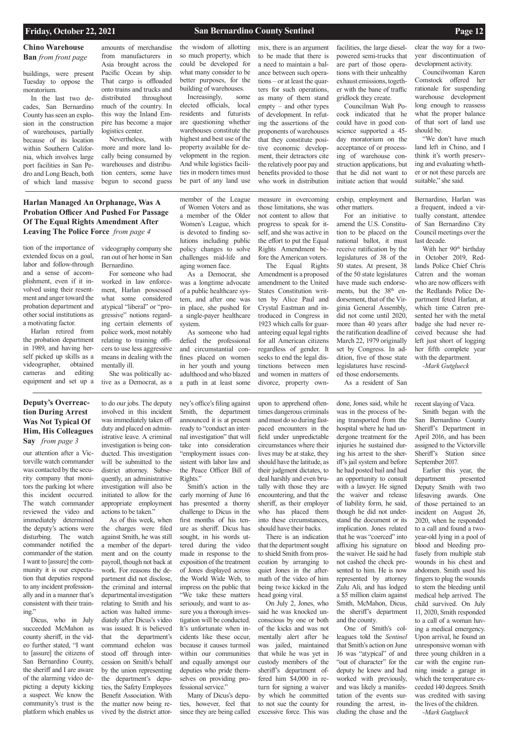## Chino Warehouse Ban *from front page*

buildings, were present Tuesday to oppose the moratorium.

In the last two decades, San Bernardino County has seen an explosion in the construction of warehouses, partially because of its location within Southern California, which involves large port facilities in San Pedro and Long Beach, both of which land massive amounts of merchandise from manufacturers in Asia brought across the Pacific Ocean by ship. That cargo is offloaded onto trains and trucks and distributed throughout much of the country. In this way the Inland Empire has become a major logistics center.

Nevertheless, with more and more land locally being consumed by warehouses and distribution centers, some have begun to second guess the wisdom of allotting so much property, which could be developed for what many consider to be better purposes, for the building of warehouses.

Increasingly, some elected officials, local residents and futurists are questioning whether warehouses constitute the highest and best use of the property available for development in the region. And while logistics facilities in modern times must be part of any land use mix, there is an argument to be made that there is a need to maintain a balance between such operations – or at least the quarters for such operations, as many of them stand empty – and other types of development. In refuting the assertions of the proponents of warehouses that they constitute positive economic development, their detractors cite the relatively poor pay and benefits provided to those who work in distribution facilities, the large diesel-powered semi-trucks that are part of those operations with their unhealthy exhaust emissions, together with the bane of traffic gridlock they create.

Councilman Walt Pocock indicated that he could have in good conscience supported a 45-day moratorium on the acceptance of or processing of warehouse construction applications, but that he did not want to initiate action that would clear the way for a two-year discontinuation of development activity.

Councilwoman Karen Comstock offered her rationale for suspending warehouse development long enough to reassess what the proper balance of that sort of land use should be.

"We don't have much land left in Chino, and I think it's worth preserving and evaluating whether or not these parcels are suitable," she said.

## Harlan Managed An Orphanage, Was A Probation Officer And Pushed For Passage Of The Equal Rights Amendment After Leaving The Police Force *from page 4*

tion of the importance of extended focus on a goal, labor and follow-through and a sense of accomplishment, even if it involved using their resentment and anger toward the probation department and other social institutions as a motivating factor.

Harlan retired from the probation department in 1989, and having herself picked up skills as a videographer, obtained cameras and editing equipment and set up a videography company she ran out of her home in San Bernardino.

For someone who had worked in law enforcement, Harlan possessed what some considered atypical "liberal" or "progressive" notions regarding certain elements of police work, most notably relating to training officers to use less aggressive means in dealing with the mentally ill.

She was politically active as a Democrat, as a member of the League of Women Voters and as a member of the Older Women's League, which is devoted to finding solutions including public policy changes to solve challenges mid-life and aging women face.

As a Democrat, she was a longtime advocate of a public healthcare system, and after one was in place, she pushed for a single-payer healthcare system.

As someone who had defied the professional and circumstantial confines placed on women in her youth and young adulthood and who blazed a path in at least some measure in overcoming those limitations, she was not content to allow that progress to speak for itself, and she was active in the effort to put the Equal Rights Amendment before the American voters.

The Equal Rights Amendment is a proposed amendment to the United States Constitution written by Alice Paul and Crystal Eastman and introduced in Congress in 1923 which calls for guaranteeing equal legal rights for all American citizens regardless of gender. It seeks to end the legal distinctions between men and women in matters of divorce, property ownership, employment and other matters.

For an initiative to amend the U.S. Constitution to be placed on the national ballot, it must receive ratification by the legislatures of 38 of the 50 states. At present, 38 of the 50 state legislatures have made such endorsements, but the 38th endorsement, that of the Virginia General Assembly, did not come until 2020, more than 40 years after the ratification deadline of March 22, 1979 originally set by Congress. In addition, five of those state legislatures have rescinded those endorsements.

As a resident of San Bernardino, Harlan was a frequent, indeed a virtually constant, attendee of San Bernardino City Council meetings over the last decade.

With her 90th birthday in October 2019, Redlands Police Chief Chris Catren and the woman who are now officers with the Redlands Police Department feted Harlan, at which time Catren presented her with the metal badge she had never received because she had left just short of logging her fifth complete year with the department.

*-Mark Gutglueck*

## Deputy's Overreaction During Arrest Was Not Typical Of Him, His Colleagues Say *from page 3*

our attention after a Victorville watch commander was contacted by the security company that monitors the parking lot where this incident occurred. The watch commander reviewed the video and immediately determined the deputy's actions were disturbing. The watch commander notified the commander of the station. I want to [assure] the community it is our expectation that deputies respond to any incident professionally and in a manner that's consistent with their training."

Dicus, who in July succeeded McMahon as county sheriff, in the video further stated, "I want to [assure] the citizens of San Bernardino County, the sheriff and I are aware of the alarming video depicting a deputy kicking a suspect. We know the community's trust is the platform which enables us to do our jobs. The deputy involved in this incident was immediately taken off duty and placed on administrative leave. A criminal investigation is being conducted. This investigation will be submitted to the district attorney. Subsequently, an administrative investigation will also be initiated to allow for the appropriate employment actions to be taken."

As of this week, when the charges were filed against Smith, he was still a member of the department and on the county payroll, though not back at work. For reasons the department did not disclose, the criminal and internal departmental investigation relating to Smith and his action was halted immediately after Dicus's video was issued. It is believed that the department's command echelon was stood off through intercession on Smith's behalf by the union representing the department's deputies, the Safety Employees Benefit Association. With the matter now being revived by the district attorney's office's filing against Smith, the department announced it is at present ready to "conduct an internal investigation" that will take into consideration "employment issues consistent with labor law and the Peace Officer Bill of Rights."

Smith's action in the early morning of June 16 has presented a thorny challenge to Dicus in the first months of his tenure as sheriff. Dicus has sought, in his words uttered during the video made in response to the exposition of the treatment of Jones displayed across the World Wide Web, to impress on the public that "We take these matters seriously, and want to assure you a thorough investigation will be conducted. It's unfortunate when incidents like these occur, because it causes turmoil within our communities and equally amongst our deputies who pride themselves on providing professional service."

Many of Dicus's deputies, however, feel that since they are being called upon to apprehend oftentimes dangerous criminals and must do so during fast-paced encounters in the field under unpredictable circumstances where their lives may be at stake, they should have the latitude, as their judgment dictates, to deal harshly and even brutally with those they are encountering, and that the sheriff, as their employer who has placed them into these circumstances, should have their backs.

There is an indication that the department sought to shield Smith from prosecution by arranging to quiet Jones in the aftermath of the video of him being twice kicked in the head going viral.

On July 2, Jones, who said he was knocked unconscious by one or both of the kicks and was not mentally alert after he was jailed, maintained that while he was yet in custody members of the sheriff's department offered him $4,000 in return for signing a waiver by which he committed to not sue the county for excessive force. This was done, Jones said, while he was in the process of being transported from the hospital where he had undergone treatment for the injuries he sustained during his arrest to the sheriff's jail system and before he had posted bail and had an opportunity to consult with a lawyer. He signed the waiver and release of liability form, he said, though he did not understand the document or its implication. Jones related that he was "coerced" into affixing his signature on the waiver. He said he had not cashed the check presented to him. He is now represented by attorney Zulu Ali, and has lodged a $5 million claim against Smith, McMahon, Dicus, the sheriff's department and the county.

One of Smith's colleagues told the *Sentinel* that Smith's action on June 16 was "atypical" of and "out of character" for the deputy he knew and had worked with previously, and was likely a manifestation of the events surrounding the arrest, including the chase and the recent slaying of Vaca.

Smith began with the San Bernardino County Sheriff's Department in April 2016, and has been assigned to the Victorville Sheriff's Station since September 2017.

Earlier this year, the department presented Deputy Smith with two lifesaving awards. One of those pertained to an incident on August 26, 2020, when he responded to a call and found a two-year-old lying in a pool of blood and bleeding profusely from multiple stab wounds in his chest and abdomen. Smith used his fingers to plug the wounds to stem the bleeding until medical help arrived. The child survived. On July 11, 2020, Smith responded to a call of a woman having a medical emergency. Upon arrival, he found an unresponsive woman with three young children in a car with the engine running inside a garage in which the temperature exceeded 140 degrees. Smith was credited with saving the lives of the children.

*-Mark Gutglueck*